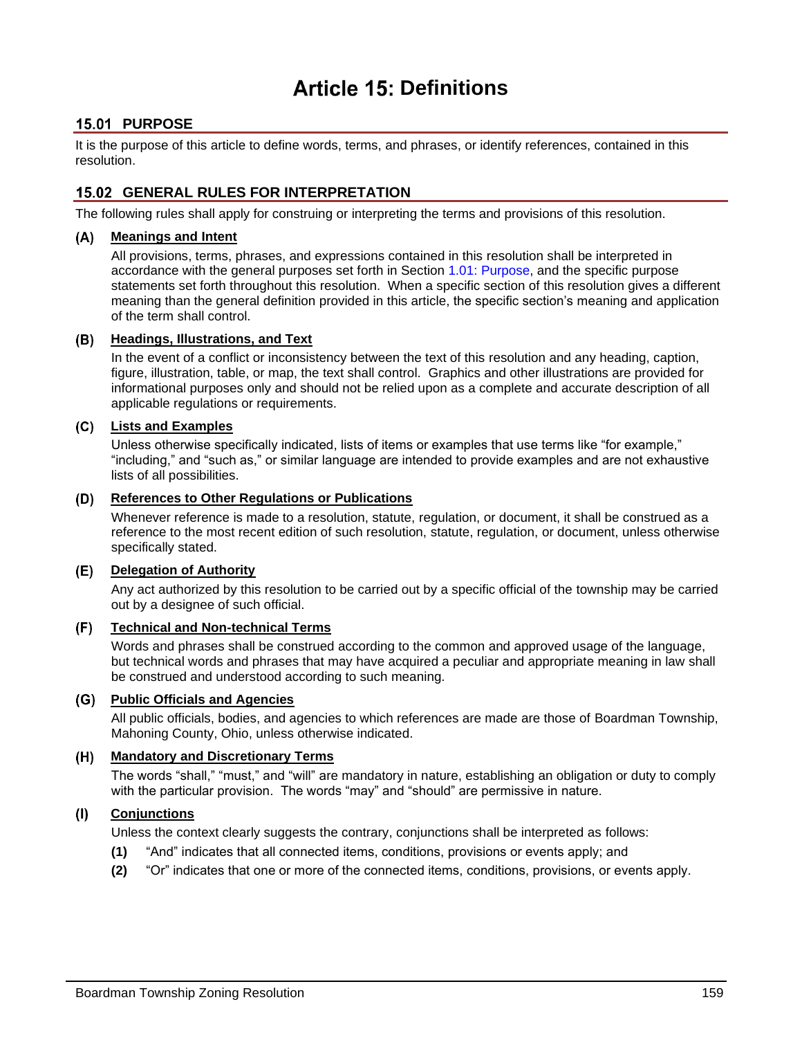# Article 15: Definitions

## 15.01 PURPOSE

It is the purpose of this article to define words, terms, and phrases, or identify references, contained in this resolution.

## 15.02 GENERAL RULES FOR INTERPRETATION

The following rules shall apply for construing or interpreting the terms and provisions of this resolution.

### (A) Meanings and Intent

All provisions, terms, phrases, and expressions contained in this resolution shall be interpreted in accordance with the general purposes set forth in Section 1.01: Purpose, and the specific purpose statements set forth throughout this resolution. When a specific section of this resolution gives a different meaning than the general definition provided in this article, the specific section's meaning and application of the term shall control.

### (B) Headings, Illustrations, and Text

In the event of a conflict or inconsistency between the text of this resolution and any heading, caption, figure, illustration, table, or map, the text shall control. Graphics and other illustrations are provided for informational purposes only and should not be relied upon as a complete and accurate description of all applicable regulations or requirements.

### (C) Lists and Examples

Unless otherwise specifically indicated, lists of items or examples that use terms like "for example," "including," and "such as," or similar language are intended to provide examples and are not exhaustive lists of all possibilities.

### (D) References to Other Regulations or Publications

Whenever reference is made to a resolution, statute, regulation, or document, it shall be construed as a reference to the most recent edition of such resolution, statute, regulation, or document, unless otherwise specifically stated.

### (E) Delegation of Authority

Any act authorized by this resolution to be carried out by a specific official of the township may be carried out by a designee of such official.

### (F) Technical and Non-technical Terms

Words and phrases shall be construed according to the common and approved usage of the language, but technical words and phrases that may have acquired a peculiar and appropriate meaning in law shall be construed and understood according to such meaning.

### (G) Public Officials and Agencies

All public officials, bodies, and agencies to which references are made are those of Boardman Township, Mahoning County, Ohio, unless otherwise indicated.

### (H) Mandatory and Discretionary Terms

The words "shall," "must," and "will" are mandatory in nature, establishing an obligation or duty to comply with the particular provision. The words "may" and "should" are permissive in nature.

### (I) Conjunctions

Unless the context clearly suggests the contrary, conjunctions shall be interpreted as follows:

**(1)** "And" indicates that all connected items, conditions, provisions or events apply; and

**(2)** "Or" indicates that one or more of the connected items, conditions, provisions, or events apply.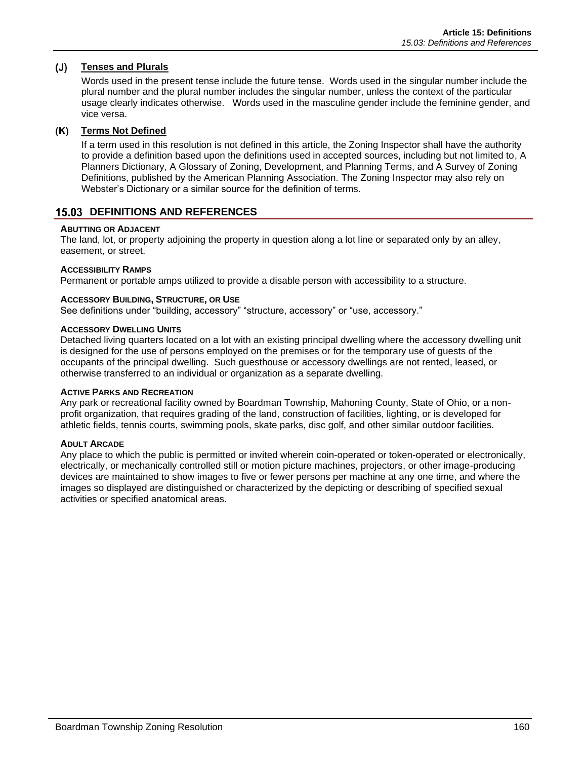### (J) Tenses and Plurals

Words used in the present tense include the future tense. Words used in the singular number include the plural number and the plural number includes the singular number, unless the context of the particular usage clearly indicates otherwise. Words used in the masculine gender include the feminine gender, and vice versa.

### (K) Terms Not Defined

If a term used in this resolution is not defined in this article, the Zoning Inspector shall have the authority to provide a definition based upon the definitions used in accepted sources, including but not limited to, A Planners Dictionary, A Glossary of Zoning, Development, and Planning Terms, and A Survey of Zoning Definitions, published by the American Planning Association. The Zoning Inspector may also rely on Webster's Dictionary or a similar source for the definition of terms.

## 15.03 DEFINITIONS AND REFERENCES

**ABUTTING OR ADJACENT**
The land, lot, or property adjoining the property in question along a lot line or separated only by an alley, easement, or street.

**ACCESSIBILITY RAMPS**
Permanent or portable amps utilized to provide a disable person with accessibility to a structure.

**ACCESSORY BUILDING, STRUCTURE, OR USE**
See definitions under "building, accessory" "structure, accessory" or "use, accessory."

**ACCESSORY DWELLING UNITS**
Detached living quarters located on a lot with an existing principal dwelling where the accessory dwelling unit is designed for the use of persons employed on the premises or for the temporary use of guests of the occupants of the principal dwelling. Such guesthouse or accessory dwellings are not rented, leased, or otherwise transferred to an individual or organization as a separate dwelling.

**ACTIVE PARKS AND RECREATION**
Any park or recreational facility owned by Boardman Township, Mahoning County, State of Ohio, or a non-profit organization, that requires grading of the land, construction of facilities, lighting, or is developed for athletic fields, tennis courts, swimming pools, skate parks, disc golf, and other similar outdoor facilities.

**ADULT ARCADE**
Any place to which the public is permitted or invited wherein coin-operated or token-operated or electronically, electrically, or mechanically controlled still or motion picture machines, projectors, or other image-producing devices are maintained to show images to five or fewer persons per machine at any one time, and where the images so displayed are distinguished or characterized by the depicting or describing of specified sexual activities or specified anatomical areas.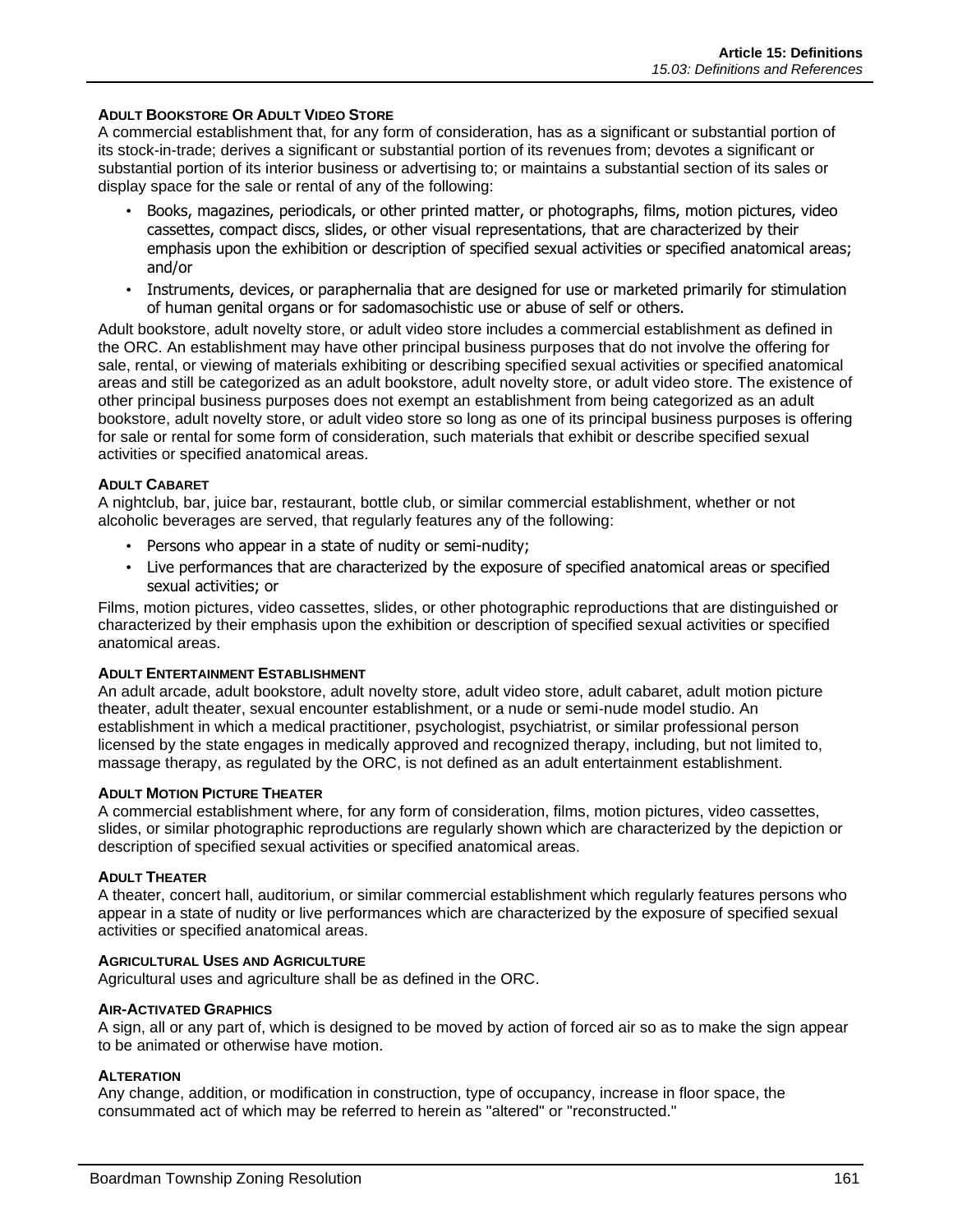#### ADULT BOOKSTORE OR ADULT VIDEO STORE

A commercial establishment that, for any form of consideration, has as a significant or substantial portion of its stock-in-trade; derives a significant or substantial portion of its revenues from; devotes a significant or substantial portion of its interior business or advertising to; or maintains a substantial section of its sales or display space for the sale or rental of any of the following:

- Books, magazines, periodicals, or other printed matter, or photographs, films, motion pictures, video cassettes, compact discs, slides, or other visual representations, that are characterized by their emphasis upon the exhibition or description of specified sexual activities or specified anatomical areas; and/or
- Instruments, devices, or paraphernalia that are designed for use or marketed primarily for stimulation of human genital organs or for sadomasochistic use or abuse of self or others.

Adult bookstore, adult novelty store, or adult video store includes a commercial establishment as defined in the ORC. An establishment may have other principal business purposes that do not involve the offering for sale, rental, or viewing of materials exhibiting or describing specified sexual activities or specified anatomical areas and still be categorized as an adult bookstore, adult novelty store, or adult video store. The existence of other principal business purposes does not exempt an establishment from being categorized as an adult bookstore, adult novelty store, or adult video store so long as one of its principal business purposes is offering for sale or rental for some form of consideration, such materials that exhibit or describe specified sexual activities or specified anatomical areas.

#### ADULT CABARET

A nightclub, bar, juice bar, restaurant, bottle club, or similar commercial establishment, whether or not alcoholic beverages are served, that regularly features any of the following:

- Persons who appear in a state of nudity or semi-nudity;
- Live performances that are characterized by the exposure of specified anatomical areas or specified sexual activities; or

Films, motion pictures, video cassettes, slides, or other photographic reproductions that are distinguished or characterized by their emphasis upon the exhibition or description of specified sexual activities or specified anatomical areas.

#### ADULT ENTERTAINMENT ESTABLISHMENT

An adult arcade, adult bookstore, adult novelty store, adult video store, adult cabaret, adult motion picture theater, adult theater, sexual encounter establishment, or a nude or semi-nude model studio. An establishment in which a medical practitioner, psychologist, psychiatrist, or similar professional person licensed by the state engages in medically approved and recognized therapy, including, but not limited to, massage therapy, as regulated by the ORC, is not defined as an adult entertainment establishment.

#### ADULT MOTION PICTURE THEATER

A commercial establishment where, for any form of consideration, films, motion pictures, video cassettes, slides, or similar photographic reproductions are regularly shown which are characterized by the depiction or description of specified sexual activities or specified anatomical areas.

#### ADULT THEATER

A theater, concert hall, auditorium, or similar commercial establishment which regularly features persons who appear in a state of nudity or live performances which are characterized by the exposure of specified sexual activities or specified anatomical areas.

#### AGRICULTURAL USES AND AGRICULTURE

Agricultural uses and agriculture shall be as defined in the ORC.

#### AIR-ACTIVATED GRAPHICS

A sign, all or any part of, which is designed to be moved by action of forced air so as to make the sign appear to be animated or otherwise have motion.

#### ALTERATION

Any change, addition, or modification in construction, type of occupancy, increase in floor space, the consummated act of which may be referred to herein as "altered" or "reconstructed."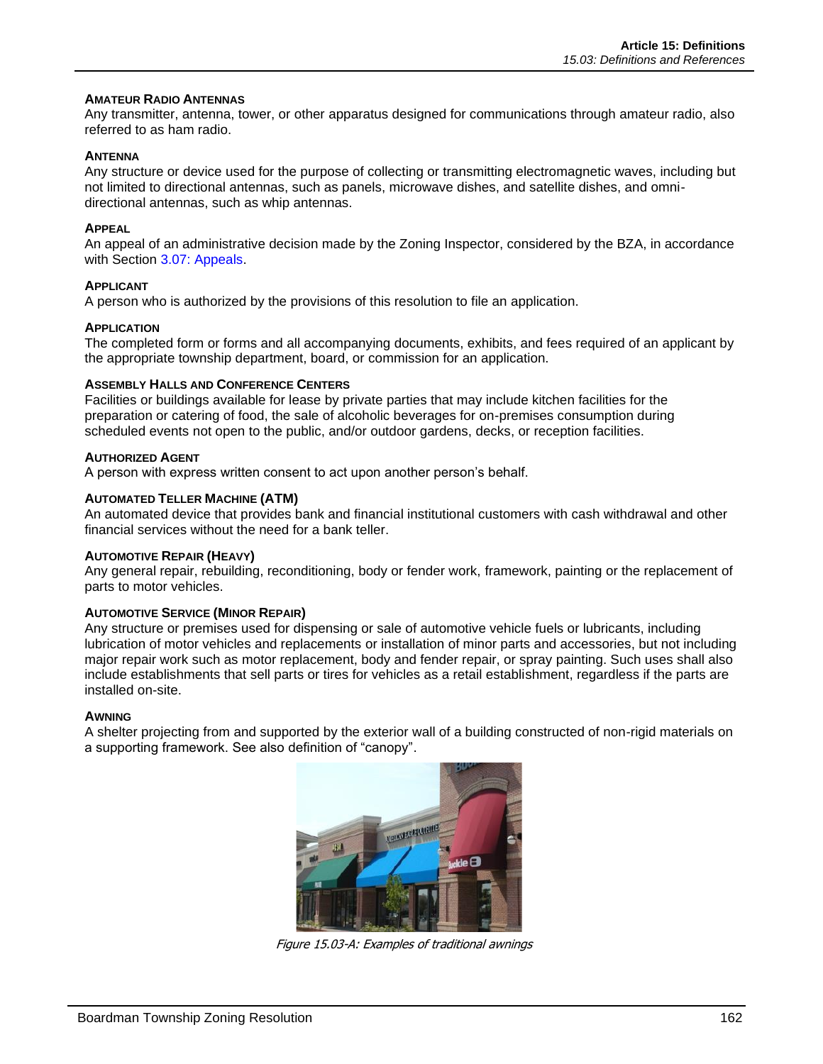**AMATEUR RADIO ANTENNAS**
Any transmitter, antenna, tower, or other apparatus designed for communications through amateur radio, also referred to as ham radio.

**ANTENNA**
Any structure or device used for the purpose of collecting or transmitting electromagnetic waves, including but not limited to directional antennas, such as panels, microwave dishes, and satellite dishes, and omni-directional antennas, such as whip antennas.

**APPEAL**
An appeal of an administrative decision made by the Zoning Inspector, considered by the BZA, in accordance with Section 3.07: Appeals.

**APPLICANT**
A person who is authorized by the provisions of this resolution to file an application.

**APPLICATION**
The completed form or forms and all accompanying documents, exhibits, and fees required of an applicant by the appropriate township department, board, or commission for an application.

**ASSEMBLY HALLS AND CONFERENCE CENTERS**
Facilities or buildings available for lease by private parties that may include kitchen facilities for the preparation or catering of food, the sale of alcoholic beverages for on-premises consumption during scheduled events not open to the public, and/or outdoor gardens, decks, or reception facilities.

**AUTHORIZED AGENT**
A person with express written consent to act upon another person's behalf.

**AUTOMATED TELLER MACHINE (ATM)**
An automated device that provides bank and financial institutional customers with cash withdrawal and other financial services without the need for a bank teller.

**AUTOMOTIVE REPAIR (HEAVY)**
Any general repair, rebuilding, reconditioning, body or fender work, framework, painting or the replacement of parts to motor vehicles.

**AUTOMOTIVE SERVICE (MINOR REPAIR)**
Any structure or premises used for dispensing or sale of automotive vehicle fuels or lubricants, including lubrication of motor vehicles and replacements or installation of minor parts and accessories, but not including major repair work such as motor replacement, body and fender repair, or spray painting. Such uses shall also include establishments that sell parts or tires for vehicles as a retail establishment, regardless if the parts are installed on-site.

**AWNING**
A shelter projecting from and supported by the exterior wall of a building constructed of non-rigid materials on a supporting framework. See also definition of "canopy".

*Figure 15.03-A: Examples of traditional awnings*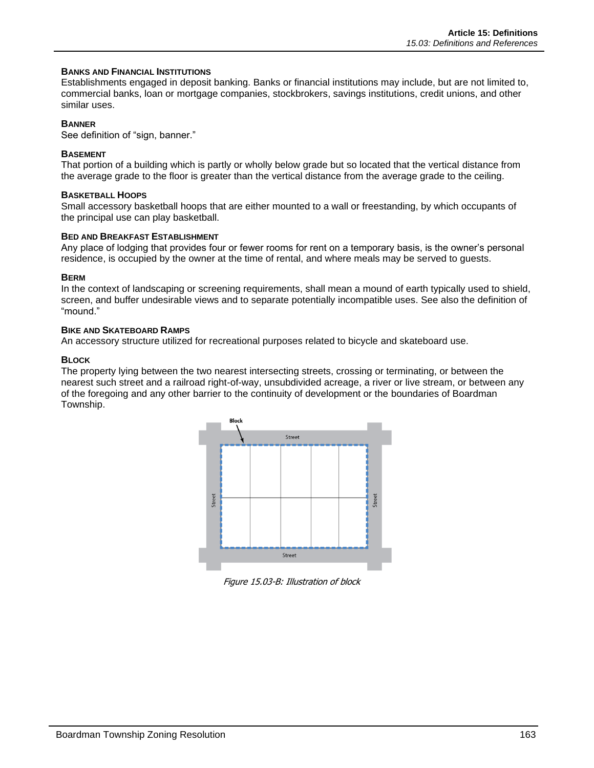### BANKS AND FINANCIAL INSTITUTIONS

Establishments engaged in deposit banking. Banks or financial institutions may include, but are not limited to, commercial banks, loan or mortgage companies, stockbrokers, savings institutions, credit unions, and other similar uses.

### BANNER

See definition of "sign, banner."

### BASEMENT

That portion of a building which is partly or wholly below grade but so located that the vertical distance from the average grade to the floor is greater than the vertical distance from the average grade to the ceiling.

### BASKETBALL HOOPS

Small accessory basketball hoops that are either mounted to a wall or freestanding, by which occupants of the principal use can play basketball.

### BED AND BREAKFAST ESTABLISHMENT

Any place of lodging that provides four or fewer rooms for rent on a temporary basis, is the owner's personal residence, is occupied by the owner at the time of rental, and where meals may be served to guests.

### BERM

In the context of landscaping or screening requirements, shall mean a mound of earth typically used to shield, screen, and buffer undesirable views and to separate potentially incompatible uses. See also the definition of "mound."

### BIKE AND SKATEBOARD RAMPS

An accessory structure utilized for recreational purposes related to bicycle and skateboard use.

### BLOCK

The property lying between the two nearest intersecting streets, crossing or terminating, or between the nearest such street and a railroad right-of-way, unsubdivided acreage, a river or live stream, or between any of the foregoing and any other barrier to the continuity of development or the boundaries of Boardman Township.

*Figure 15.03-B: Illustration of block*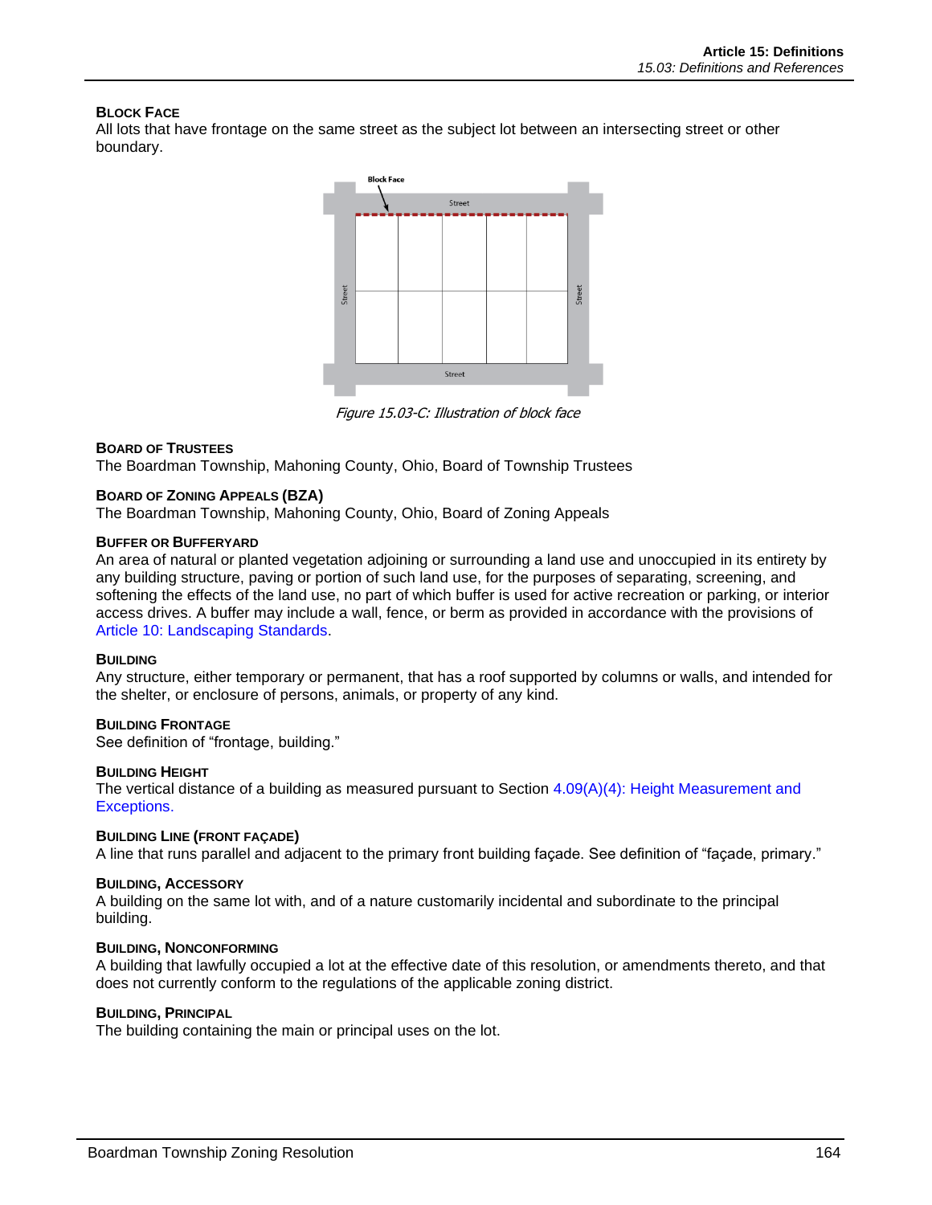### Block Face

All lots that have frontage on the same street as the subject lot between an intersecting street or other boundary.

*Figure 15.03-C: Illustration of block face*

### Board of Trustees

The Boardman Township, Mahoning County, Ohio, Board of Township Trustees

### Board of Zoning Appeals (BZA)

The Boardman Township, Mahoning County, Ohio, Board of Zoning Appeals

### Buffer or Bufferyard

An area of natural or planted vegetation adjoining or surrounding a land use and unoccupied in its entirety by any building structure, paving or portion of such land use, for the purposes of separating, screening, and softening the effects of the land use, no part of which buffer is used for active recreation or parking, or interior access drives. A buffer may include a wall, fence, or berm as provided in accordance with the provisions of Article 10: Landscaping Standards.

### Building

Any structure, either temporary or permanent, that has a roof supported by columns or walls, and intended for the shelter, or enclosure of persons, animals, or property of any kind.

### Building Frontage

See definition of "frontage, building."

### Building Height

The vertical distance of a building as measured pursuant to Section 4.09(A)(4): Height Measurement and Exceptions.

### Building Line (Front Façade)

A line that runs parallel and adjacent to the primary front building façade. See definition of "façade, primary."

### Building, Accessory

A building on the same lot with, and of a nature customarily incidental and subordinate to the principal building.

### Building, Nonconforming

A building that lawfully occupied a lot at the effective date of this resolution, or amendments thereto, and that does not currently conform to the regulations of the applicable zoning district.

### Building, Principal

The building containing the main or principal uses on the lot.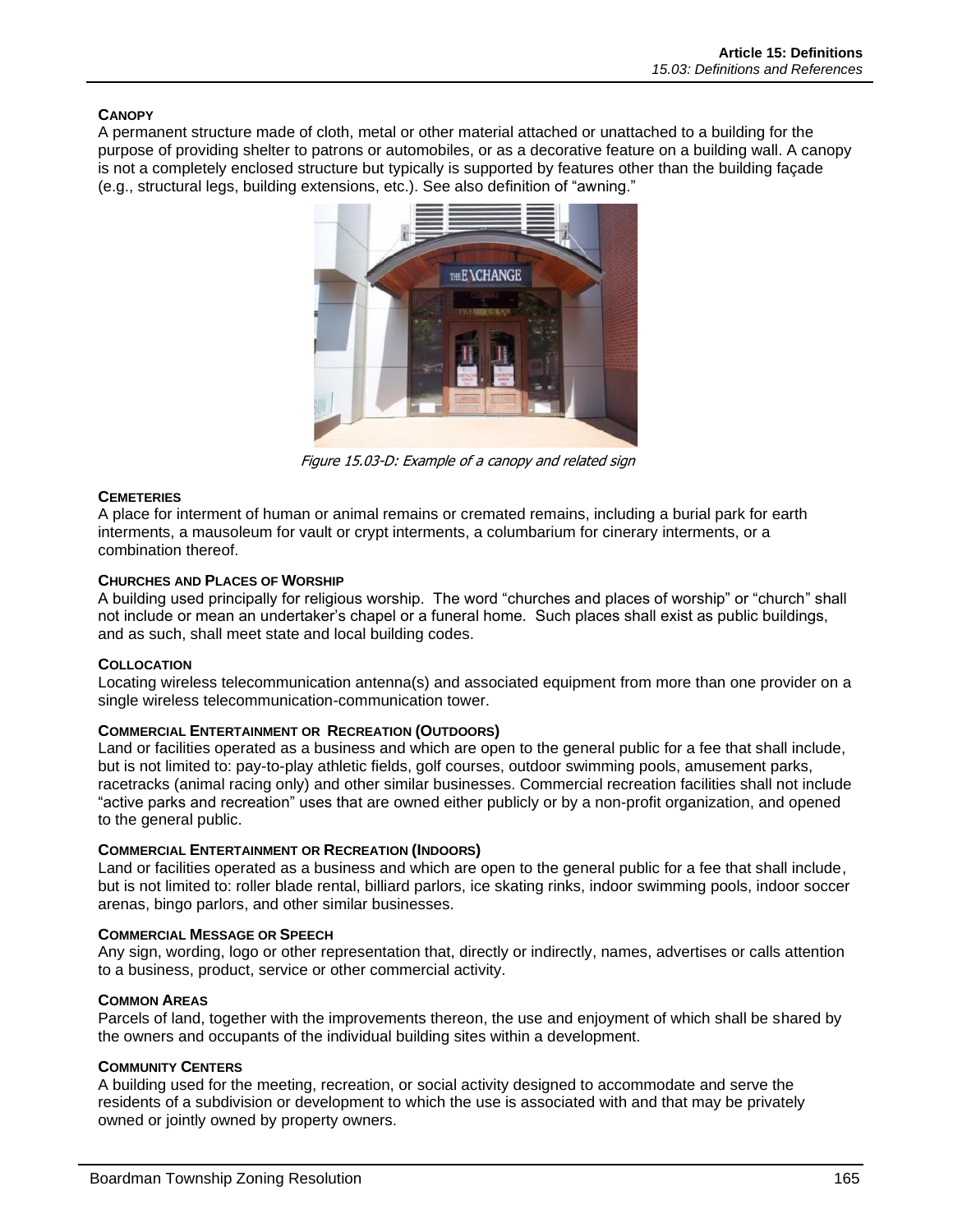**CANOPY**

A permanent structure made of cloth, metal or other material attached or unattached to a building for the purpose of providing shelter to patrons or automobiles, or as a decorative feature on a building wall. A canopy is not a completely enclosed structure but typically is supported by features other than the building façade (e.g., structural legs, building extensions, etc.). See also definition of "awning."

*Figure 15.03-D: Example of a canopy and related sign*

**CEMETERIES**

A place for interment of human or animal remains or cremated remains, including a burial park for earth interments, a mausoleum for vault or crypt interments, a columbarium for cinerary interments, or a combination thereof.

**CHURCHES AND PLACES OF WORSHIP**

A building used principally for religious worship. The word "churches and places of worship" or "church" shall not include or mean an undertaker's chapel or a funeral home. Such places shall exist as public buildings, and as such, shall meet state and local building codes.

**COLLOCATION**

Locating wireless telecommunication antenna(s) and associated equipment from more than one provider on a single wireless telecommunication-communication tower.

**COMMERCIAL ENTERTAINMENT OR RECREATION (OUTDOORS)**

Land or facilities operated as a business and which are open to the general public for a fee that shall include, but is not limited to: pay-to-play athletic fields, golf courses, outdoor swimming pools, amusement parks, racetracks (animal racing only) and other similar businesses. Commercial recreation facilities shall not include "active parks and recreation" uses that are owned either publicly or by a non-profit organization, and opened to the general public.

**COMMERCIAL ENTERTAINMENT OR RECREATION (INDOORS)**

Land or facilities operated as a business and which are open to the general public for a fee that shall include, but is not limited to: roller blade rental, billiard parlors, ice skating rinks, indoor swimming pools, indoor soccer arenas, bingo parlors, and other similar businesses.

**COMMERCIAL MESSAGE OR SPEECH**

Any sign, wording, logo or other representation that, directly or indirectly, names, advertises or calls attention to a business, product, service or other commercial activity.

**COMMON AREAS**

Parcels of land, together with the improvements thereon, the use and enjoyment of which shall be shared by the owners and occupants of the individual building sites within a development.

**COMMUNITY CENTERS**

A building used for the meeting, recreation, or social activity designed to accommodate and serve the residents of a subdivision or development to which the use is associated with and that may be privately owned or jointly owned by property owners.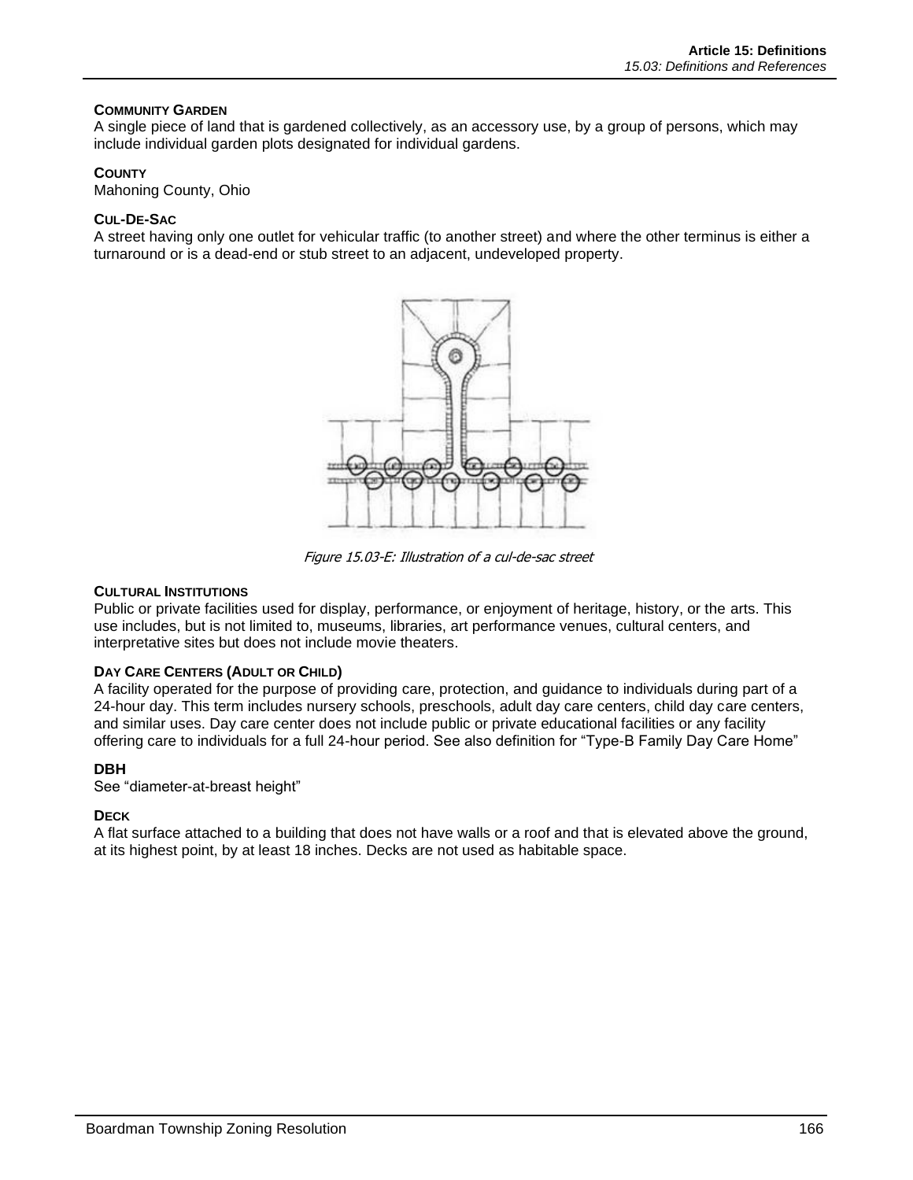**COMMUNITY GARDEN**
A single piece of land that is gardened collectively, as an accessory use, by a group of persons, which may include individual garden plots designated for individual gardens.

**COUNTY**
Mahoning County, Ohio

**CUL-DE-SAC**
A street having only one outlet for vehicular traffic (to another street) and where the other terminus is either a turnaround or is a dead-end or stub street to an adjacent, undeveloped property.

*Figure 15.03-E: Illustration of a cul-de-sac street*

**CULTURAL INSTITUTIONS**
Public or private facilities used for display, performance, or enjoyment of heritage, history, or the arts. This use includes, but is not limited to, museums, libraries, art performance venues, cultural centers, and interpretative sites but does not include movie theaters.

**DAY CARE CENTERS (ADULT OR CHILD)**
A facility operated for the purpose of providing care, protection, and guidance to individuals during part of a 24-hour day. This term includes nursery schools, preschools, adult day care centers, child day care centers, and similar uses. Day care center does not include public or private educational facilities or any facility offering care to individuals for a full 24-hour period. See also definition for "Type-B Family Day Care Home"

**DBH**
See "diameter-at-breast height"

**DECK**
A flat surface attached to a building that does not have walls or a roof and that is elevated above the ground, at its highest point, by at least 18 inches. Decks are not used as habitable space.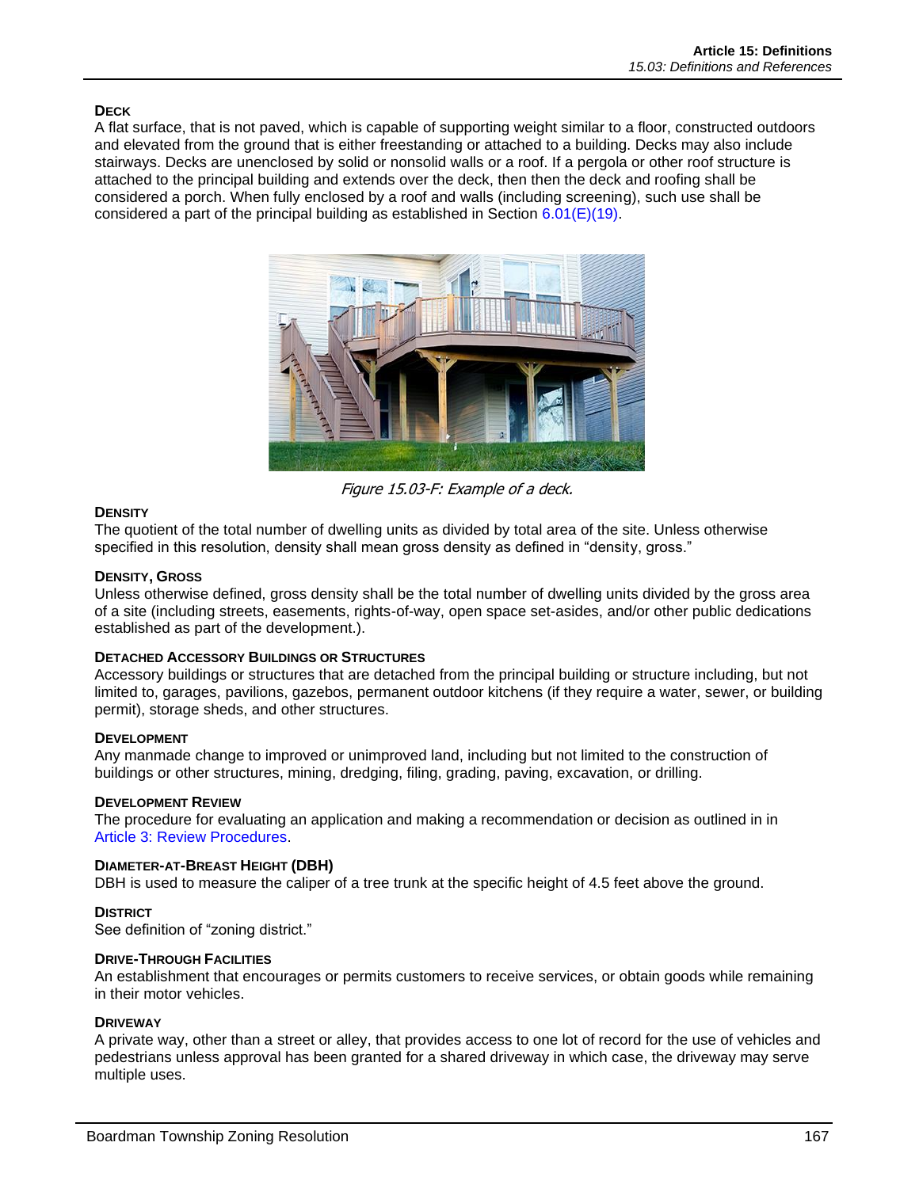### Deck

A flat surface, that is not paved, which is capable of supporting weight similar to a floor, constructed outdoors and elevated from the ground that is either freestanding or attached to a building. Decks may also include stairways. Decks are unenclosed by solid or nonsolid walls or a roof. If a pergola or other roof structure is attached to the principal building and extends over the deck, then then the deck and roofing shall be considered a porch. When fully enclosed by a roof and walls (including screening), such use shall be considered a part of the principal building as established in Section 6.01(E)(19).

*Figure 15.03-F: Example of a deck.*

### Density

The quotient of the total number of dwelling units as divided by total area of the site. Unless otherwise specified in this resolution, density shall mean gross density as defined in "density, gross."

### Density, Gross

Unless otherwise defined, gross density shall be the total number of dwelling units divided by the gross area of a site (including streets, easements, rights-of-way, open space set-asides, and/or other public dedications established as part of the development.).

### Detached Accessory Buildings or Structures

Accessory buildings or structures that are detached from the principal building or structure including, but not limited to, garages, pavilions, gazebos, permanent outdoor kitchens (if they require a water, sewer, or building permit), storage sheds, and other structures.

### Development

Any manmade change to improved or unimproved land, including but not limited to the construction of buildings or other structures, mining, dredging, filing, grading, paving, excavation, or drilling.

### Development Review

The procedure for evaluating an application and making a recommendation or decision as outlined in in Article 3: Review Procedures.

### Diameter-at-Breast Height (DBH)

DBH is used to measure the caliper of a tree trunk at the specific height of 4.5 feet above the ground.

### District

See definition of "zoning district."

### Drive-Through Facilities

An establishment that encourages or permits customers to receive services, or obtain goods while remaining in their motor vehicles.

### Driveway

A private way, other than a street or alley, that provides access to one lot of record for the use of vehicles and pedestrians unless approval has been granted for a shared driveway in which case, the driveway may serve multiple uses.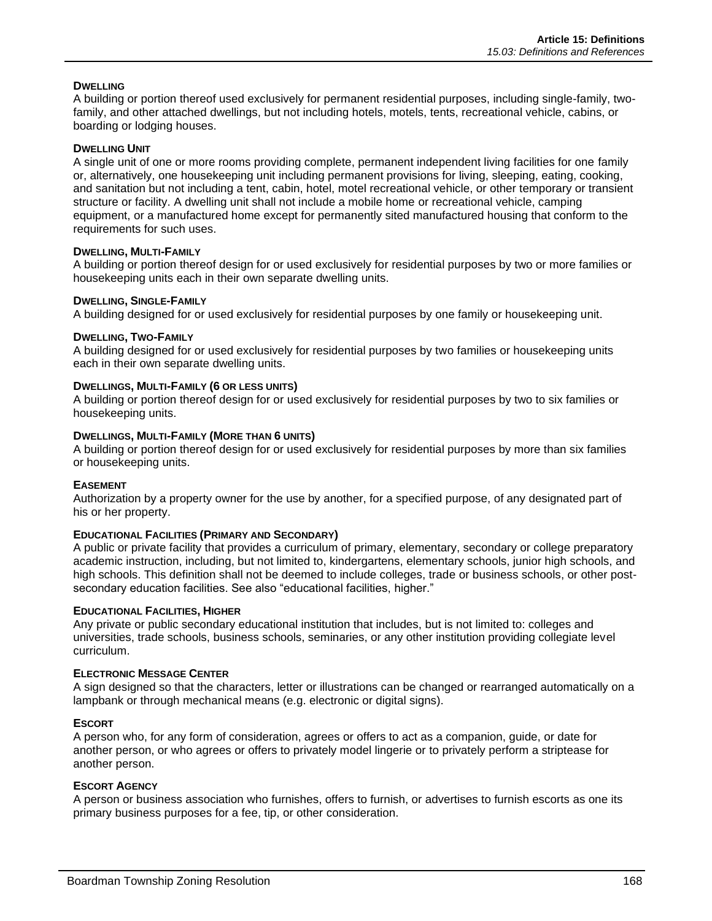#### DWELLING
A building or portion thereof used exclusively for permanent residential purposes, including single-family, two-family, and other attached dwellings, but not including hotels, motels, tents, recreational vehicle, cabins, or boarding or lodging houses.

#### DWELLING UNIT
A single unit of one or more rooms providing complete, permanent independent living facilities for one family or, alternatively, one housekeeping unit including permanent provisions for living, sleeping, eating, cooking, and sanitation but not including a tent, cabin, hotel, motel recreational vehicle, or other temporary or transient structure or facility. A dwelling unit shall not include a mobile home or recreational vehicle, camping equipment, or a manufactured home except for permanently sited manufactured housing that conform to the requirements for such uses.

#### DWELLING, MULTI-FAMILY
A building or portion thereof design for or used exclusively for residential purposes by two or more families or housekeeping units each in their own separate dwelling units.

#### DWELLING, SINGLE-FAMILY
A building designed for or used exclusively for residential purposes by one family or housekeeping unit.

#### DWELLING, TWO-FAMILY
A building designed for or used exclusively for residential purposes by two families or housekeeping units each in their own separate dwelling units.

#### DWELLINGS, MULTI-FAMILY (6 OR LESS UNITS)
A building or portion thereof design for or used exclusively for residential purposes by two to six families or housekeeping units.

#### DWELLINGS, MULTI-FAMILY (MORE THAN 6 UNITS)
A building or portion thereof design for or used exclusively for residential purposes by more than six families or housekeeping units.

#### EASEMENT
Authorization by a property owner for the use by another, for a specified purpose, of any designated part of his or her property.

#### EDUCATIONAL FACILITIES (PRIMARY AND SECONDARY)
A public or private facility that provides a curriculum of primary, elementary, secondary or college preparatory academic instruction, including, but not limited to, kindergartens, elementary schools, junior high schools, and high schools. This definition shall not be deemed to include colleges, trade or business schools, or other post-secondary education facilities. See also "educational facilities, higher."

#### EDUCATIONAL FACILITIES, HIGHER
Any private or public secondary educational institution that includes, but is not limited to: colleges and universities, trade schools, business schools, seminaries, or any other institution providing collegiate level curriculum.

#### ELECTRONIC MESSAGE CENTER
A sign designed so that the characters, letter or illustrations can be changed or rearranged automatically on a lampbank or through mechanical means (e.g. electronic or digital signs).

#### ESCORT
A person who, for any form of consideration, agrees or offers to act as a companion, guide, or date for another person, or who agrees or offers to privately model lingerie or to privately perform a striptease for another person.

#### ESCORT AGENCY
A person or business association who furnishes, offers to furnish, or advertises to furnish escorts as one its primary business purposes for a fee, tip, or other consideration.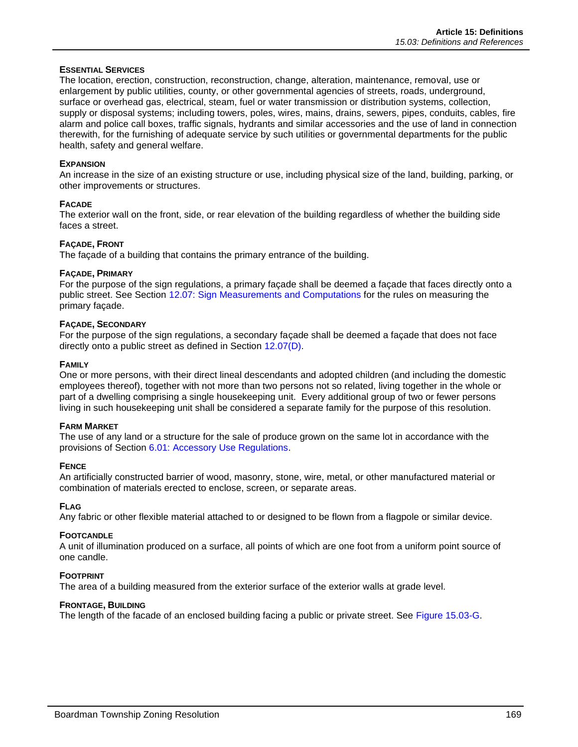#### ESSENTIAL SERVICES

The location, erection, construction, reconstruction, change, alteration, maintenance, removal, use or enlargement by public utilities, county, or other governmental agencies of streets, roads, underground, surface or overhead gas, electrical, steam, fuel or water transmission or distribution systems, collection, supply or disposal systems; including towers, poles, wires, mains, drains, sewers, pipes, conduits, cables, fire alarm and police call boxes, traffic signals, hydrants and similar accessories and the use of land in connection therewith, for the furnishing of adequate service by such utilities or governmental departments for the public health, safety and general welfare.

#### EXPANSION

An increase in the size of an existing structure or use, including physical size of the land, building, parking, or other improvements or structures.

#### FACADE

The exterior wall on the front, side, or rear elevation of the building regardless of whether the building side faces a street.

#### FAÇADE, FRONT

The façade of a building that contains the primary entrance of the building.

#### FAÇADE, PRIMARY

For the purpose of the sign regulations, a primary façade shall be deemed a façade that faces directly onto a public street. See Section 12.07: Sign Measurements and Computations for the rules on measuring the primary façade.

#### FAÇADE, SECONDARY

For the purpose of the sign regulations, a secondary façade shall be deemed a façade that does not face directly onto a public street as defined in Section 12.07(D).

#### FAMILY

One or more persons, with their direct lineal descendants and adopted children (and including the domestic employees thereof), together with not more than two persons not so related, living together in the whole or part of a dwelling comprising a single housekeeping unit. Every additional group of two or fewer persons living in such housekeeping unit shall be considered a separate family for the purpose of this resolution.

#### FARM MARKET

The use of any land or a structure for the sale of produce grown on the same lot in accordance with the provisions of Section 6.01: Accessory Use Regulations.

#### FENCE

An artificially constructed barrier of wood, masonry, stone, wire, metal, or other manufactured material or combination of materials erected to enclose, screen, or separate areas.

#### FLAG

Any fabric or other flexible material attached to or designed to be flown from a flagpole or similar device.

#### FOOTCANDLE

A unit of illumination produced on a surface, all points of which are one foot from a uniform point source of one candle.

#### FOOTPRINT

The area of a building measured from the exterior surface of the exterior walls at grade level.

#### FRONTAGE, BUILDING

The length of the facade of an enclosed building facing a public or private street. See Figure 15.03-G.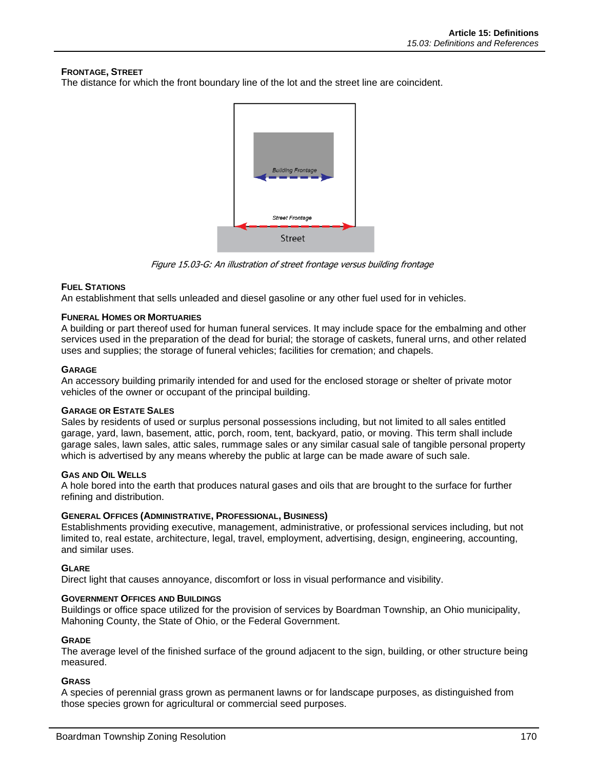**FRONTAGE, STREET**
The distance for which the front boundary line of the lot and the street line are coincident.

*Figure 15.03-G: An illustration of street frontage versus building frontage*

**FUEL STATIONS**
An establishment that sells unleaded and diesel gasoline or any other fuel used for in vehicles.

**FUNERAL HOMES OR MORTUARIES**
A building or part thereof used for human funeral services. It may include space for the embalming and other services used in the preparation of the dead for burial; the storage of caskets, funeral urns, and other related uses and supplies; the storage of funeral vehicles; facilities for cremation; and chapels.

**GARAGE**
An accessory building primarily intended for and used for the enclosed storage or shelter of private motor vehicles of the owner or occupant of the principal building.

**GARAGE OR ESTATE SALES**
Sales by residents of used or surplus personal possessions including, but not limited to all sales entitled garage, yard, lawn, basement, attic, porch, room, tent, backyard, patio, or moving. This term shall include garage sales, lawn sales, attic sales, rummage sales or any similar casual sale of tangible personal property which is advertised by any means whereby the public at large can be made aware of such sale.

**GAS AND OIL WELLS**
A hole bored into the earth that produces natural gases and oils that are brought to the surface for further refining and distribution.

**GENERAL OFFICES (ADMINISTRATIVE, PROFESSIONAL, BUSINESS)**
Establishments providing executive, management, administrative, or professional services including, but not limited to, real estate, architecture, legal, travel, employment, advertising, design, engineering, accounting, and similar uses.

**GLARE**
Direct light that causes annoyance, discomfort or loss in visual performance and visibility.

**GOVERNMENT OFFICES AND BUILDINGS**
Buildings or office space utilized for the provision of services by Boardman Township, an Ohio municipality, Mahoning County, the State of Ohio, or the Federal Government.

**GRADE**
The average level of the finished surface of the ground adjacent to the sign, building, or other structure being measured.

**GRASS**
A species of perennial grass grown as permanent lawns or for landscape purposes, as distinguished from those species grown for agricultural or commercial seed purposes.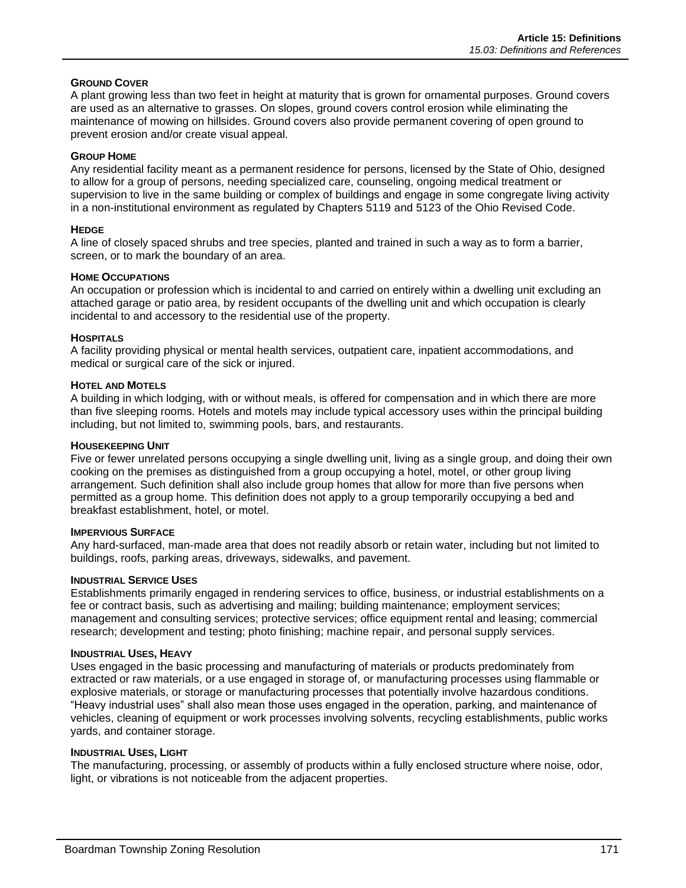#### GROUND COVER

A plant growing less than two feet in height at maturity that is grown for ornamental purposes. Ground covers are used as an alternative to grasses. On slopes, ground covers control erosion while eliminating the maintenance of mowing on hillsides. Ground covers also provide permanent covering of open ground to prevent erosion and/or create visual appeal.

#### GROUP HOME

Any residential facility meant as a permanent residence for persons, licensed by the State of Ohio, designed to allow for a group of persons, needing specialized care, counseling, ongoing medical treatment or supervision to live in the same building or complex of buildings and engage in some congregate living activity in a non-institutional environment as regulated by Chapters 5119 and 5123 of the Ohio Revised Code.

#### HEDGE

A line of closely spaced shrubs and tree species, planted and trained in such a way as to form a barrier, screen, or to mark the boundary of an area.

#### HOME OCCUPATIONS

An occupation or profession which is incidental to and carried on entirely within a dwelling unit excluding an attached garage or patio area, by resident occupants of the dwelling unit and which occupation is clearly incidental to and accessory to the residential use of the property.

#### HOSPITALS

A facility providing physical or mental health services, outpatient care, inpatient accommodations, and medical or surgical care of the sick or injured.

#### HOTEL AND MOTELS

A building in which lodging, with or without meals, is offered for compensation and in which there are more than five sleeping rooms. Hotels and motels may include typical accessory uses within the principal building including, but not limited to, swimming pools, bars, and restaurants.

#### HOUSEKEEPING UNIT

Five or fewer unrelated persons occupying a single dwelling unit, living as a single group, and doing their own cooking on the premises as distinguished from a group occupying a hotel, motel, or other group living arrangement. Such definition shall also include group homes that allow for more than five persons when permitted as a group home. This definition does not apply to a group temporarily occupying a bed and breakfast establishment, hotel, or motel.

#### IMPERVIOUS SURFACE

Any hard-surfaced, man-made area that does not readily absorb or retain water, including but not limited to buildings, roofs, parking areas, driveways, sidewalks, and pavement.

#### INDUSTRIAL SERVICE USES

Establishments primarily engaged in rendering services to office, business, or industrial establishments on a fee or contract basis, such as advertising and mailing; building maintenance; employment services; management and consulting services; protective services; office equipment rental and leasing; commercial research; development and testing; photo finishing; machine repair, and personal supply services.

#### INDUSTRIAL USES, HEAVY

Uses engaged in the basic processing and manufacturing of materials or products predominately from extracted or raw materials, or a use engaged in storage of, or manufacturing processes using flammable or explosive materials, or storage or manufacturing processes that potentially involve hazardous conditions. "Heavy industrial uses" shall also mean those uses engaged in the operation, parking, and maintenance of vehicles, cleaning of equipment or work processes involving solvents, recycling establishments, public works yards, and container storage.

#### INDUSTRIAL USES, LIGHT

The manufacturing, processing, or assembly of products within a fully enclosed structure where noise, odor, light, or vibrations is not noticeable from the adjacent properties.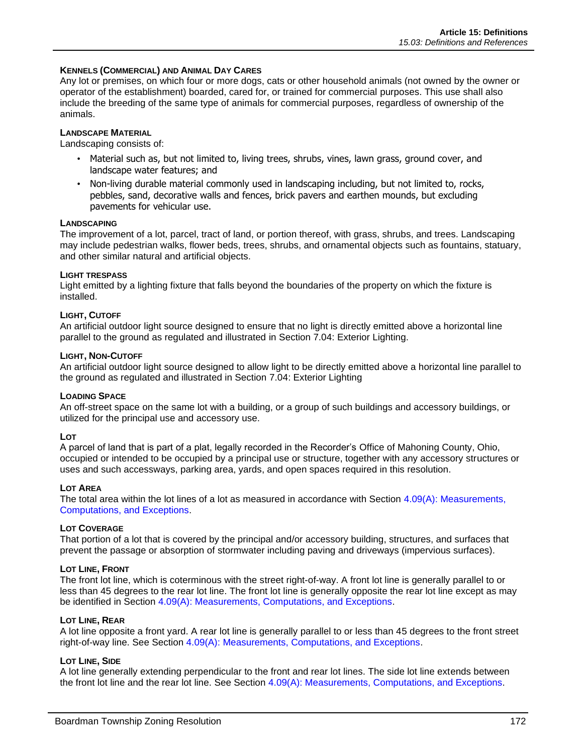#### KENNELS (COMMERCIAL) AND ANIMAL DAY CARES

Any lot or premises, on which four or more dogs, cats or other household animals (not owned by the owner or operator of the establishment) boarded, cared for, or trained for commercial purposes. This use shall also include the breeding of the same type of animals for commercial purposes, regardless of ownership of the animals.

#### LANDSCAPE MATERIAL

Landscaping consists of:

- Material such as, but not limited to, living trees, shrubs, vines, lawn grass, ground cover, and landscape water features; and
- Non-living durable material commonly used in landscaping including, but not limited to, rocks, pebbles, sand, decorative walls and fences, brick pavers and earthen mounds, but excluding pavements for vehicular use.

#### LANDSCAPING

The improvement of a lot, parcel, tract of land, or portion thereof, with grass, shrubs, and trees. Landscaping may include pedestrian walks, flower beds, trees, shrubs, and ornamental objects such as fountains, statuary, and other similar natural and artificial objects.

#### LIGHT TRESPASS

Light emitted by a lighting fixture that falls beyond the boundaries of the property on which the fixture is installed.

#### LIGHT, CUTOFF

An artificial outdoor light source designed to ensure that no light is directly emitted above a horizontal line parallel to the ground as regulated and illustrated in Section 7.04: Exterior Lighting.

#### LIGHT, NON-CUTOFF

An artificial outdoor light source designed to allow light to be directly emitted above a horizontal line parallel to the ground as regulated and illustrated in Section 7.04: Exterior Lighting

#### LOADING SPACE

An off-street space on the same lot with a building, or a group of such buildings and accessory buildings, or utilized for the principal use and accessory use.

#### LOT

A parcel of land that is part of a plat, legally recorded in the Recorder's Office of Mahoning County, Ohio, occupied or intended to be occupied by a principal use or structure, together with any accessory structures or uses and such accessways, parking area, yards, and open spaces required in this resolution.

#### LOT AREA

The total area within the lot lines of a lot as measured in accordance with Section 4.09(A): Measurements, Computations, and Exceptions.

#### LOT COVERAGE

That portion of a lot that is covered by the principal and/or accessory building, structures, and surfaces that prevent the passage or absorption of stormwater including paving and driveways (impervious surfaces).

#### LOT LINE, FRONT

The front lot line, which is coterminous with the street right-of-way. A front lot line is generally parallel to or less than 45 degrees to the rear lot line. The front lot line is generally opposite the rear lot line except as may be identified in Section 4.09(A): Measurements, Computations, and Exceptions.

#### LOT LINE, REAR

A lot line opposite a front yard. A rear lot line is generally parallel to or less than 45 degrees to the front street right-of-way line. See Section 4.09(A): Measurements, Computations, and Exceptions.

#### LOT LINE, SIDE

A lot line generally extending perpendicular to the front and rear lot lines. The side lot line extends between the front lot line and the rear lot line. See Section 4.09(A): Measurements, Computations, and Exceptions.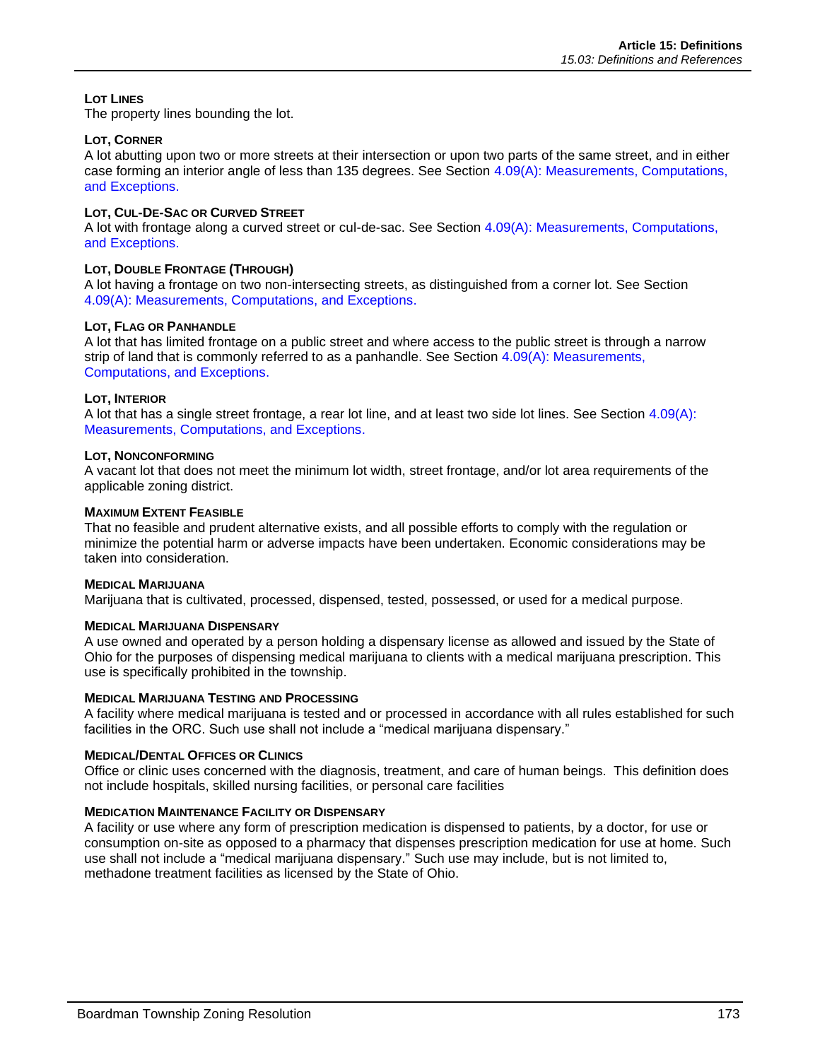#### LOT LINES

The property lines bounding the lot.

#### LOT, CORNER

A lot abutting upon two or more streets at their intersection or upon two parts of the same street, and in either case forming an interior angle of less than 135 degrees. See Section 4.09(A): Measurements, Computations, and Exceptions.

#### LOT, CUL-DE-SAC OR CURVED STREET

A lot with frontage along a curved street or cul-de-sac. See Section 4.09(A): Measurements, Computations, and Exceptions.

#### LOT, DOUBLE FRONTAGE (THROUGH)

A lot having a frontage on two non-intersecting streets, as distinguished from a corner lot. See Section 4.09(A): Measurements, Computations, and Exceptions.

#### LOT, FLAG OR PANHANDLE

A lot that has limited frontage on a public street and where access to the public street is through a narrow strip of land that is commonly referred to as a panhandle. See Section 4.09(A): Measurements, Computations, and Exceptions.

#### LOT, INTERIOR

A lot that has a single street frontage, a rear lot line, and at least two side lot lines. See Section 4.09(A): Measurements, Computations, and Exceptions.

#### LOT, NONCONFORMING

A vacant lot that does not meet the minimum lot width, street frontage, and/or lot area requirements of the applicable zoning district.

#### MAXIMUM EXTENT FEASIBLE

That no feasible and prudent alternative exists, and all possible efforts to comply with the regulation or minimize the potential harm or adverse impacts have been undertaken. Economic considerations may be taken into consideration.

#### MEDICAL MARIJUANA

Marijuana that is cultivated, processed, dispensed, tested, possessed, or used for a medical purpose.

#### MEDICAL MARIJUANA DISPENSARY

A use owned and operated by a person holding a dispensary license as allowed and issued by the State of Ohio for the purposes of dispensing medical marijuana to clients with a medical marijuana prescription. This use is specifically prohibited in the township.

#### MEDICAL MARIJUANA TESTING AND PROCESSING

A facility where medical marijuana is tested and or processed in accordance with all rules established for such facilities in the ORC. Such use shall not include a "medical marijuana dispensary."

#### MEDICAL/DENTAL OFFICES OR CLINICS

Office or clinic uses concerned with the diagnosis, treatment, and care of human beings. This definition does not include hospitals, skilled nursing facilities, or personal care facilities

#### MEDICATION MAINTENANCE FACILITY OR DISPENSARY

A facility or use where any form of prescription medication is dispensed to patients, by a doctor, for use or consumption on-site as opposed to a pharmacy that dispenses prescription medication for use at home. Such use shall not include a "medical marijuana dispensary." Such use may include, but is not limited to, methadone treatment facilities as licensed by the State of Ohio.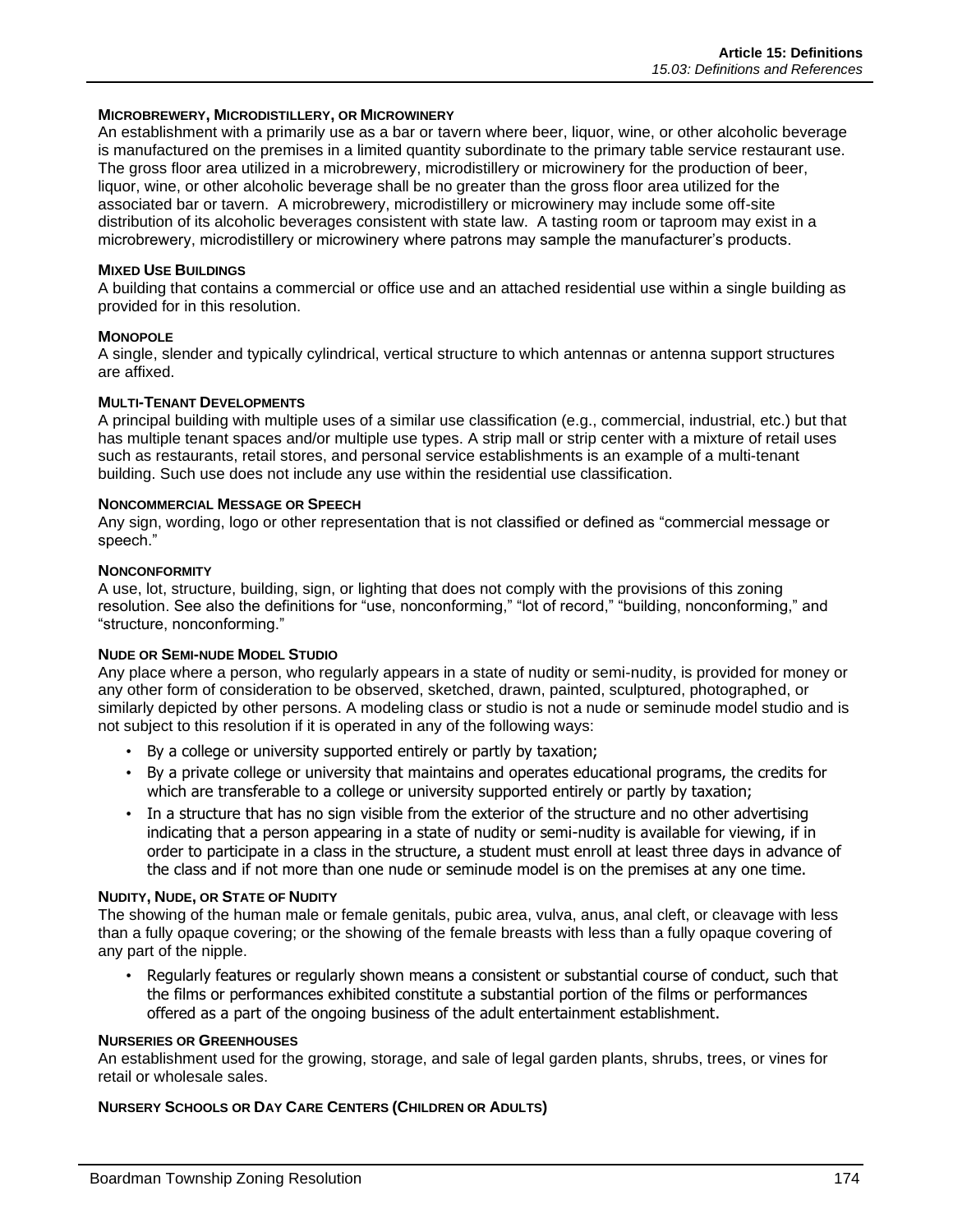#### Microbrewery, Microdistillery, or Microwinery

An establishment with a primarily use as a bar or tavern where beer, liquor, wine, or other alcoholic beverage is manufactured on the premises in a limited quantity subordinate to the primary table service restaurant use. The gross floor area utilized in a microbrewery, microdistillery or microwinery for the production of beer, liquor, wine, or other alcoholic beverage shall be no greater than the gross floor area utilized for the associated bar or tavern. A microbrewery, microdistillery or microwinery may include some off-site distribution of its alcoholic beverages consistent with state law. A tasting room or taproom may exist in a microbrewery, microdistillery or microwinery where patrons may sample the manufacturer's products.

#### Mixed Use Buildings

A building that contains a commercial or office use and an attached residential use within a single building as provided for in this resolution.

#### Monopole

A single, slender and typically cylindrical, vertical structure to which antennas or antenna support structures are affixed.

#### Multi-Tenant Developments

A principal building with multiple uses of a similar use classification (e.g., commercial, industrial, etc.) but that has multiple tenant spaces and/or multiple use types. A strip mall or strip center with a mixture of retail uses such as restaurants, retail stores, and personal service establishments is an example of a multi-tenant building. Such use does not include any use within the residential use classification.

#### Noncommercial Message or Speech

Any sign, wording, logo or other representation that is not classified or defined as "commercial message or speech."

#### Nonconformity

A use, lot, structure, building, sign, or lighting that does not comply with the provisions of this zoning resolution. See also the definitions for "use, nonconforming," "lot of record," "building, nonconforming," and "structure, nonconforming."

#### Nude or Semi-nude Model Studio

Any place where a person, who regularly appears in a state of nudity or semi-nudity, is provided for money or any other form of consideration to be observed, sketched, drawn, painted, sculptured, photographed, or similarly depicted by other persons. A modeling class or studio is not a nude or seminude model studio and is not subject to this resolution if it is operated in any of the following ways:

- By a college or university supported entirely or partly by taxation;
- By a private college or university that maintains and operates educational programs, the credits for which are transferable to a college or university supported entirely or partly by taxation;
- In a structure that has no sign visible from the exterior of the structure and no other advertising indicating that a person appearing in a state of nudity or semi-nudity is available for viewing, if in order to participate in a class in the structure, a student must enroll at least three days in advance of the class and if not more than one nude or seminude model is on the premises at any one time.

#### Nudity, Nude, or State of Nudity

The showing of the human male or female genitals, pubic area, vulva, anus, anal cleft, or cleavage with less than a fully opaque covering; or the showing of the female breasts with less than a fully opaque covering of any part of the nipple.

- Regularly features or regularly shown means a consistent or substantial course of conduct, such that the films or performances exhibited constitute a substantial portion of the films or performances offered as a part of the ongoing business of the adult entertainment establishment.

#### Nurseries or Greenhouses

An establishment used for the growing, storage, and sale of legal garden plants, shrubs, trees, or vines for retail or wholesale sales.

#### Nursery Schools or Day Care Centers (Children or Adults)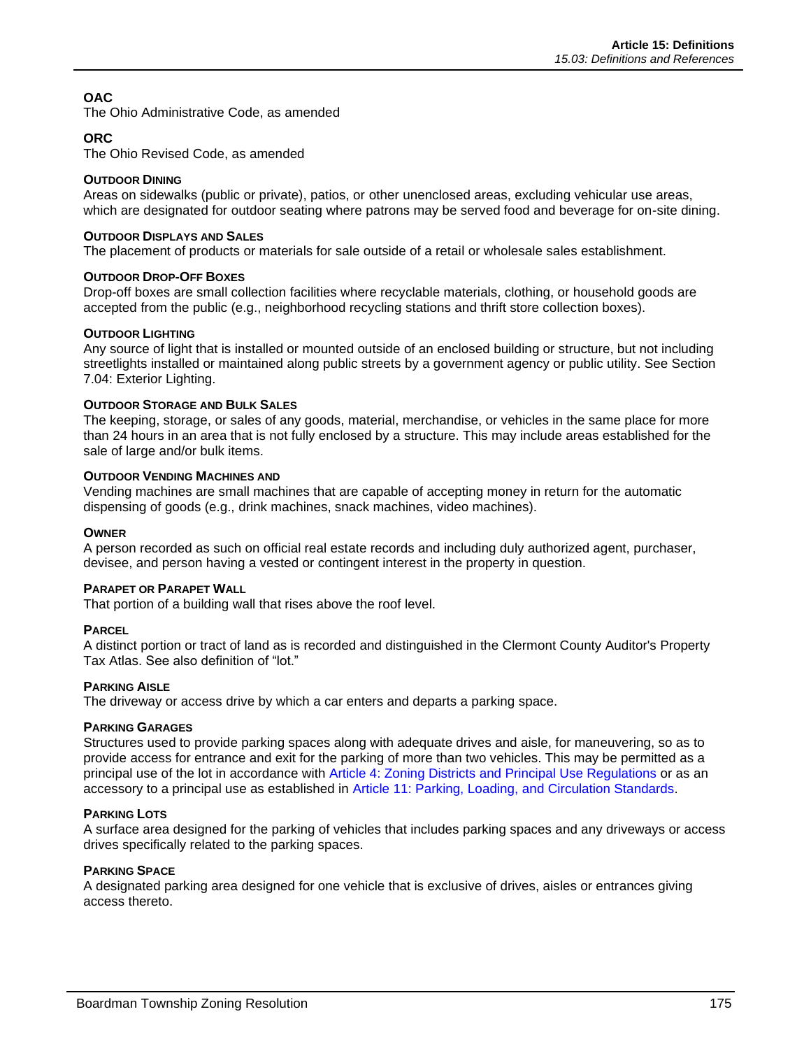**OAC**

The Ohio Administrative Code, as amended

**ORC**

The Ohio Revised Code, as amended

**OUTDOOR DINING**

Areas on sidewalks (public or private), patios, or other unenclosed areas, excluding vehicular use areas, which are designated for outdoor seating where patrons may be served food and beverage for on-site dining.

**OUTDOOR DISPLAYS AND SALES**

The placement of products or materials for sale outside of a retail or wholesale sales establishment.

**OUTDOOR DROP-OFF BOXES**

Drop-off boxes are small collection facilities where recyclable materials, clothing, or household goods are accepted from the public (e.g., neighborhood recycling stations and thrift store collection boxes).

**OUTDOOR LIGHTING**

Any source of light that is installed or mounted outside of an enclosed building or structure, but not including streetlights installed or maintained along public streets by a government agency or public utility. See Section 7.04: Exterior Lighting.

**OUTDOOR STORAGE AND BULK SALES**

The keeping, storage, or sales of any goods, material, merchandise, or vehicles in the same place for more than 24 hours in an area that is not fully enclosed by a structure. This may include areas established for the sale of large and/or bulk items.

**OUTDOOR VENDING MACHINES AND**

Vending machines are small machines that are capable of accepting money in return for the automatic dispensing of goods (e.g., drink machines, snack machines, video machines).

**OWNER**

A person recorded as such on official real estate records and including duly authorized agent, purchaser, devisee, and person having a vested or contingent interest in the property in question.

**PARAPET OR PARAPET WALL**

That portion of a building wall that rises above the roof level.

**PARCEL**

A distinct portion or tract of land as is recorded and distinguished in the Clermont County Auditor's Property Tax Atlas. See also definition of "lot."

**PARKING AISLE**

The driveway or access drive by which a car enters and departs a parking space.

**PARKING GARAGES**

Structures used to provide parking spaces along with adequate drives and aisle, for maneuvering, so as to provide access for entrance and exit for the parking of more than two vehicles. This may be permitted as a principal use of the lot in accordance with Article 4: Zoning Districts and Principal Use Regulations or as an accessory to a principal use as established in Article 11: Parking, Loading, and Circulation Standards.

**PARKING LOTS**

A surface area designed for the parking of vehicles that includes parking spaces and any driveways or access drives specifically related to the parking spaces.

**PARKING SPACE**

A designated parking area designed for one vehicle that is exclusive of drives, aisles or entrances giving access thereto.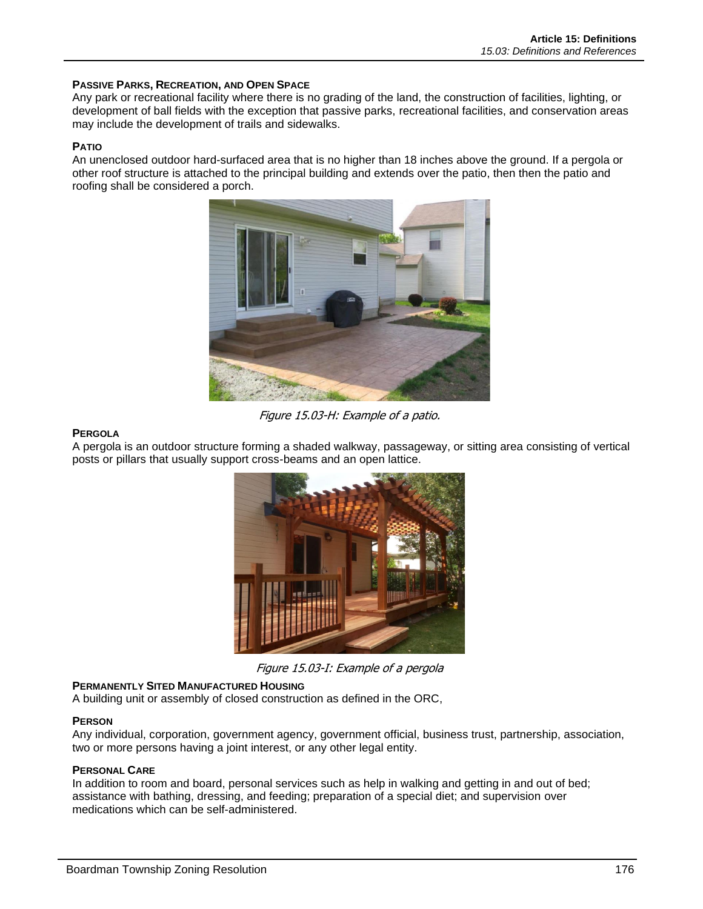**PASSIVE PARKS, RECREATION, AND OPEN SPACE**
Any park or recreational facility where there is no grading of the land, the construction of facilities, lighting, or development of ball fields with the exception that passive parks, recreational facilities, and conservation areas may include the development of trails and sidewalks.

**PATIO**
An unenclosed outdoor hard-surfaced area that is no higher than 18 inches above the ground. If a pergola or other roof structure is attached to the principal building and extends over the patio, then then the patio and roofing shall be considered a porch.

*Figure 15.03-H: Example of a patio.*

**PERGOLA**
A pergola is an outdoor structure forming a shaded walkway, passageway, or sitting area consisting of vertical posts or pillars that usually support cross-beams and an open lattice.

*Figure 15.03-I: Example of a pergola*

**PERMANENTLY SITED MANUFACTURED HOUSING**
A building unit or assembly of closed construction as defined in the ORC,

**PERSON**
Any individual, corporation, government agency, government official, business trust, partnership, association, two or more persons having a joint interest, or any other legal entity.

**PERSONAL CARE**
In addition to room and board, personal services such as help in walking and getting in and out of bed; assistance with bathing, dressing, and feeding; preparation of a special diet; and supervision over medications which can be self-administered.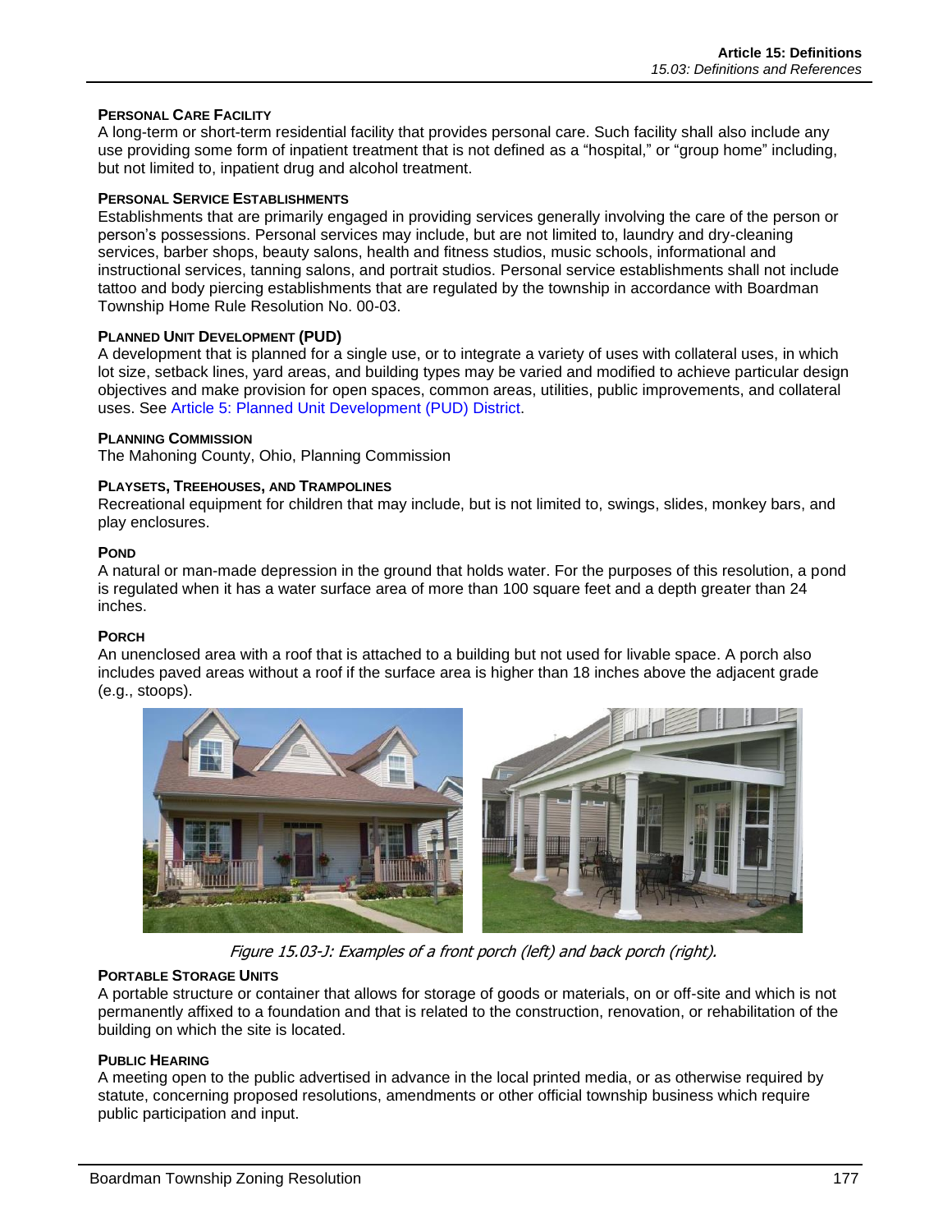**PERSONAL CARE FACILITY**
A long-term or short-term residential facility that provides personal care. Such facility shall also include any use providing some form of inpatient treatment that is not defined as a "hospital," or "group home" including, but not limited to, inpatient drug and alcohol treatment.

**PERSONAL SERVICE ESTABLISHMENTS**
Establishments that are primarily engaged in providing services generally involving the care of the person or person's possessions. Personal services may include, but are not limited to, laundry and dry-cleaning services, barber shops, beauty salons, health and fitness studios, music schools, informational and instructional services, tanning salons, and portrait studios. Personal service establishments shall not include tattoo and body piercing establishments that are regulated by the township in accordance with Boardman Township Home Rule Resolution No. 00-03.

**PLANNED UNIT DEVELOPMENT (PUD)**
A development that is planned for a single use, or to integrate a variety of uses with collateral uses, in which lot size, setback lines, yard areas, and building types may be varied and modified to achieve particular design objectives and make provision for open spaces, common areas, utilities, public improvements, and collateral uses. See Article 5: Planned Unit Development (PUD) District.

**PLANNING COMMISSION**
The Mahoning County, Ohio, Planning Commission

**PLAYSETS, TREEHOUSES, AND TRAMPOLINES**
Recreational equipment for children that may include, but is not limited to, swings, slides, monkey bars, and play enclosures.

**POND**
A natural or man-made depression in the ground that holds water. For the purposes of this resolution, a pond is regulated when it has a water surface area of more than 100 square feet and a depth greater than 24 inches.

**PORCH**
An unenclosed area with a roof that is attached to a building but not used for livable space. A porch also includes paved areas without a roof if the surface area is higher than 18 inches above the adjacent grade (e.g., stoops).

*Figure 15.03-J: Examples of a front porch (left) and back porch (right).*

**PORTABLE STORAGE UNITS**
A portable structure or container that allows for storage of goods or materials, on or off-site and which is not permanently affixed to a foundation and that is related to the construction, renovation, or rehabilitation of the building on which the site is located.

**PUBLIC HEARING**
A meeting open to the public advertised in advance in the local printed media, or as otherwise required by statute, concerning proposed resolutions, amendments or other official township business which require public participation and input.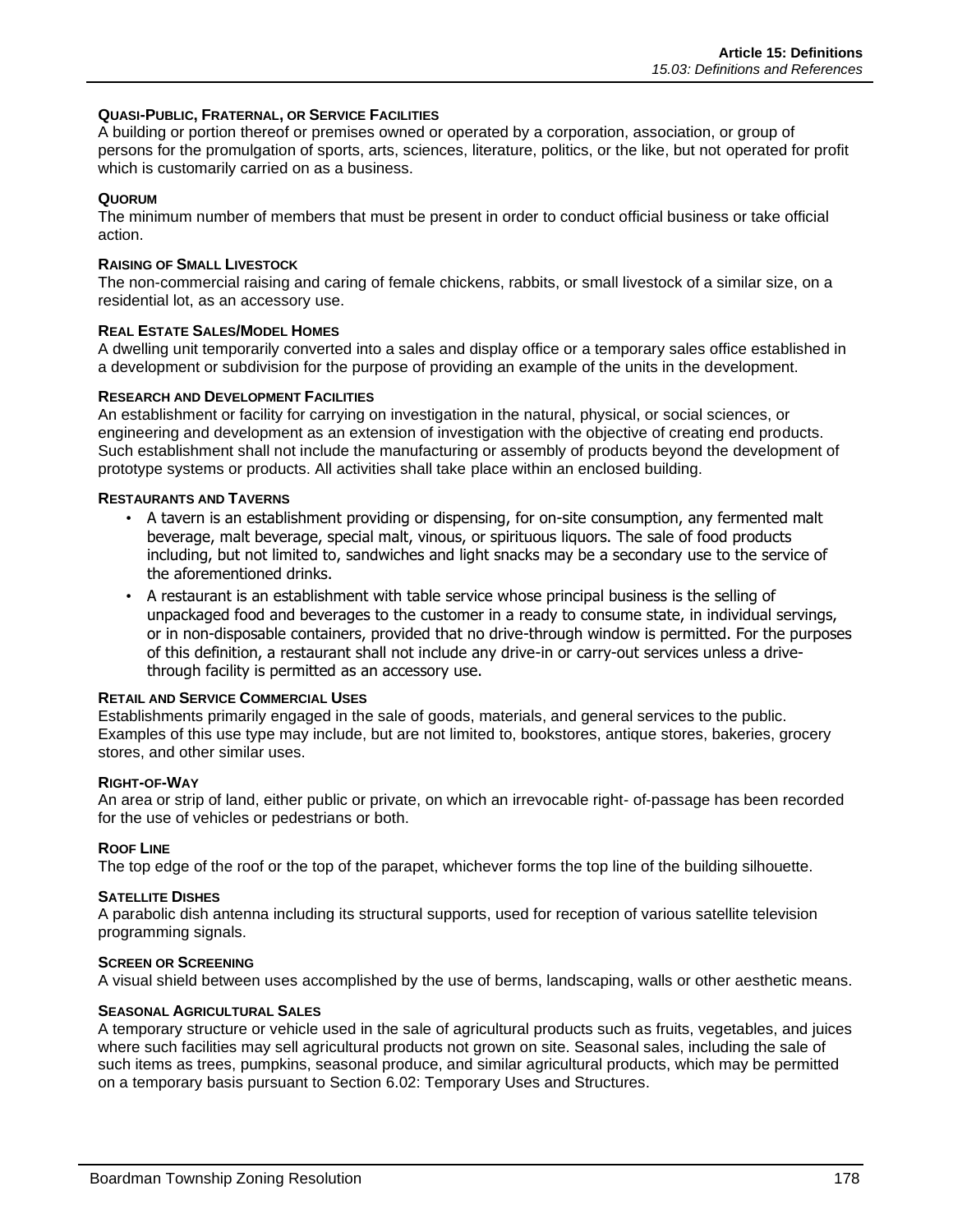#### QUASI-PUBLIC, FRATERNAL, OR SERVICE FACILITIES

A building or portion thereof or premises owned or operated by a corporation, association, or group of persons for the promulgation of sports, arts, sciences, literature, politics, or the like, but not operated for profit which is customarily carried on as a business.

#### QUORUM

The minimum number of members that must be present in order to conduct official business or take official action.

#### RAISING OF SMALL LIVESTOCK

The non-commercial raising and caring of female chickens, rabbits, or small livestock of a similar size, on a residential lot, as an accessory use.

#### REAL ESTATE SALES/MODEL HOMES

A dwelling unit temporarily converted into a sales and display office or a temporary sales office established in a development or subdivision for the purpose of providing an example of the units in the development.

#### RESEARCH AND DEVELOPMENT FACILITIES

An establishment or facility for carrying on investigation in the natural, physical, or social sciences, or engineering and development as an extension of investigation with the objective of creating end products. Such establishment shall not include the manufacturing or assembly of products beyond the development of prototype systems or products. All activities shall take place within an enclosed building.

#### RESTAURANTS AND TAVERNS

- A tavern is an establishment providing or dispensing, for on-site consumption, any fermented malt beverage, malt beverage, special malt, vinous, or spirituous liquors. The sale of food products including, but not limited to, sandwiches and light snacks may be a secondary use to the service of the aforementioned drinks.
- A restaurant is an establishment with table service whose principal business is the selling of unpackaged food and beverages to the customer in a ready to consume state, in individual servings, or in non-disposable containers, provided that no drive-through window is permitted. For the purposes of this definition, a restaurant shall not include any drive-in or carry-out services unless a drive-through facility is permitted as an accessory use.

#### RETAIL AND SERVICE COMMERCIAL USES

Establishments primarily engaged in the sale of goods, materials, and general services to the public. Examples of this use type may include, but are not limited to, bookstores, antique stores, bakeries, grocery stores, and other similar uses.

#### RIGHT-OF-WAY

An area or strip of land, either public or private, on which an irrevocable right- of-passage has been recorded for the use of vehicles or pedestrians or both.

#### ROOF LINE

The top edge of the roof or the top of the parapet, whichever forms the top line of the building silhouette.

#### SATELLITE DISHES

A parabolic dish antenna including its structural supports, used for reception of various satellite television programming signals.

#### SCREEN OR SCREENING

A visual shield between uses accomplished by the use of berms, landscaping, walls or other aesthetic means.

#### SEASONAL AGRICULTURAL SALES

A temporary structure or vehicle used in the sale of agricultural products such as fruits, vegetables, and juices where such facilities may sell agricultural products not grown on site. Seasonal sales, including the sale of such items as trees, pumpkins, seasonal produce, and similar agricultural products, which may be permitted on a temporary basis pursuant to Section 6.02: Temporary Uses and Structures.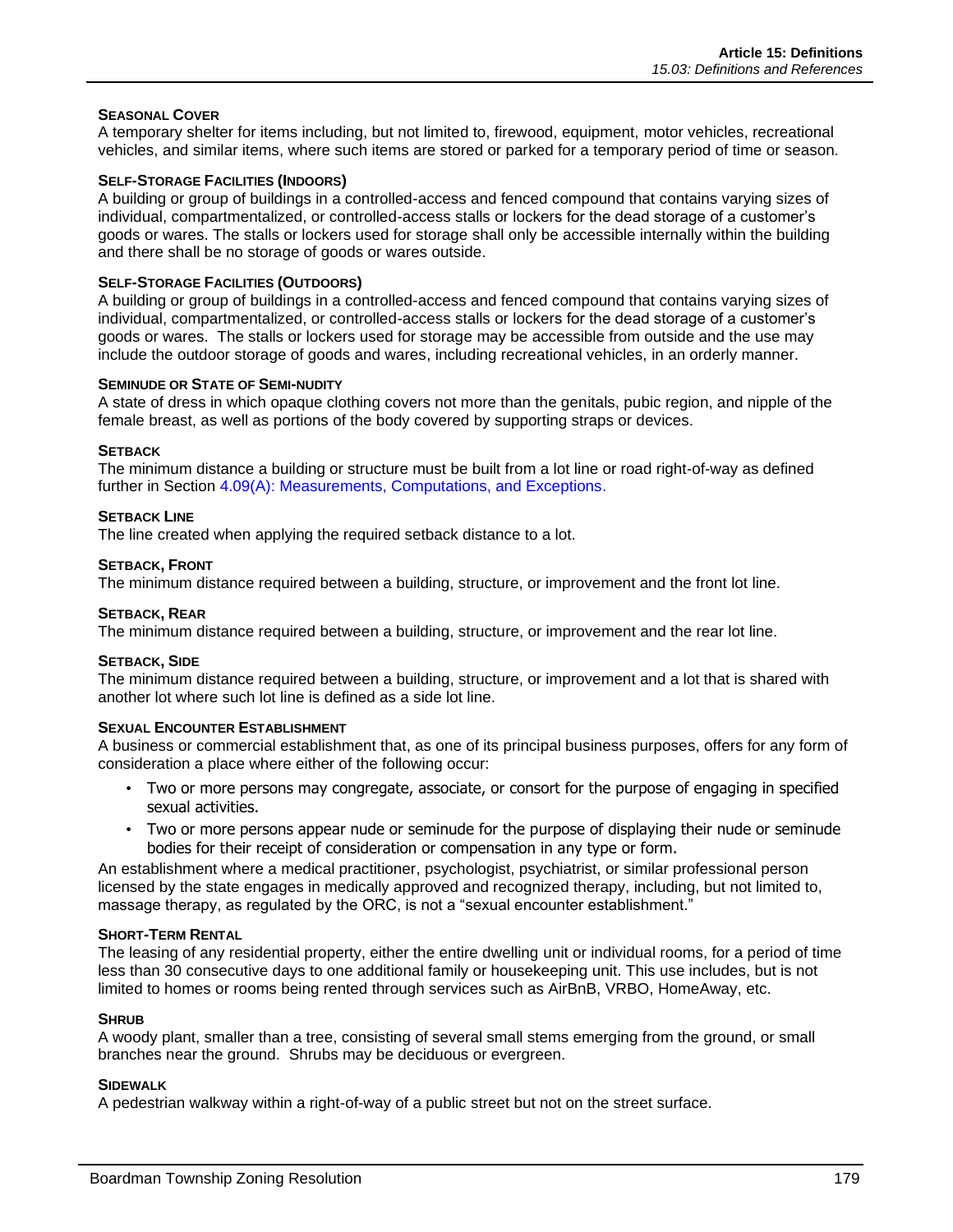#### SEASONAL COVER

A temporary shelter for items including, but not limited to, firewood, equipment, motor vehicles, recreational vehicles, and similar items, where such items are stored or parked for a temporary period of time or season.

#### SELF-STORAGE FACILITIES (INDOORS)

A building or group of buildings in a controlled-access and fenced compound that contains varying sizes of individual, compartmentalized, or controlled-access stalls or lockers for the dead storage of a customer's goods or wares. The stalls or lockers used for storage shall only be accessible internally within the building and there shall be no storage of goods or wares outside.

#### SELF-STORAGE FACILITIES (OUTDOORS)

A building or group of buildings in a controlled-access and fenced compound that contains varying sizes of individual, compartmentalized, or controlled-access stalls or lockers for the dead storage of a customer's goods or wares. The stalls or lockers used for storage may be accessible from outside and the use may include the outdoor storage of goods and wares, including recreational vehicles, in an orderly manner.

#### SEMINUDE OR STATE OF SEMI-NUDITY

A state of dress in which opaque clothing covers not more than the genitals, pubic region, and nipple of the female breast, as well as portions of the body covered by supporting straps or devices.

#### SETBACK

The minimum distance a building or structure must be built from a lot line or road right-of-way as defined further in Section 4.09(A): Measurements, Computations, and Exceptions.

#### SETBACK LINE

The line created when applying the required setback distance to a lot.

#### SETBACK, FRONT

The minimum distance required between a building, structure, or improvement and the front lot line.

#### SETBACK, REAR

The minimum distance required between a building, structure, or improvement and the rear lot line.

#### SETBACK, SIDE

The minimum distance required between a building, structure, or improvement and a lot that is shared with another lot where such lot line is defined as a side lot line.

#### SEXUAL ENCOUNTER ESTABLISHMENT

A business or commercial establishment that, as one of its principal business purposes, offers for any form of consideration a place where either of the following occur:

- Two or more persons may congregate, associate, or consort for the purpose of engaging in specified sexual activities.
- Two or more persons appear nude or seminude for the purpose of displaying their nude or seminude bodies for their receipt of consideration or compensation in any type or form.

An establishment where a medical practitioner, psychologist, psychiatrist, or similar professional person licensed by the state engages in medically approved and recognized therapy, including, but not limited to, massage therapy, as regulated by the ORC, is not a "sexual encounter establishment."

#### SHORT-TERM RENTAL

The leasing of any residential property, either the entire dwelling unit or individual rooms, for a period of time less than 30 consecutive days to one additional family or housekeeping unit. This use includes, but is not limited to homes or rooms being rented through services such as AirBnB, VRBO, HomeAway, etc.

#### SHRUB

A woody plant, smaller than a tree, consisting of several small stems emerging from the ground, or small branches near the ground. Shrubs may be deciduous or evergreen.

#### SIDEWALK

A pedestrian walkway within a right-of-way of a public street but not on the street surface.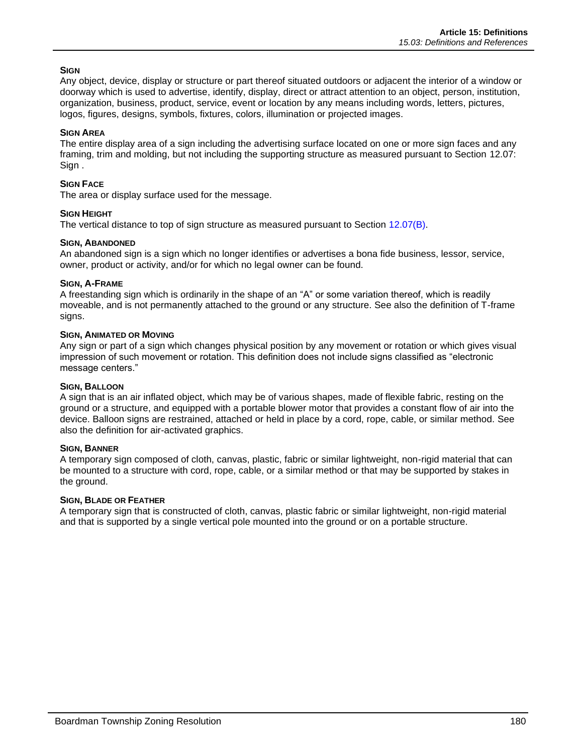### SIGN

Any object, device, display or structure or part thereof situated outdoors or adjacent the interior of a window or doorway which is used to advertise, identify, display, direct or attract attention to an object, person, institution, organization, business, product, service, event or location by any means including words, letters, pictures, logos, figures, designs, symbols, fixtures, colors, illumination or projected images.

### SIGN AREA

The entire display area of a sign including the advertising surface located on one or more sign faces and any framing, trim and molding, but not including the supporting structure as measured pursuant to Section 12.07: Sign .

### SIGN FACE

The area or display surface used for the message.

### SIGN HEIGHT

The vertical distance to top of sign structure as measured pursuant to Section 12.07(B).

### SIGN, ABANDONED

An abandoned sign is a sign which no longer identifies or advertises a bona fide business, lessor, service, owner, product or activity, and/or for which no legal owner can be found.

### SIGN, A-FRAME

A freestanding sign which is ordinarily in the shape of an "A" or some variation thereof, which is readily moveable, and is not permanently attached to the ground or any structure. See also the definition of T-frame signs.

### SIGN, ANIMATED OR MOVING

Any sign or part of a sign which changes physical position by any movement or rotation or which gives visual impression of such movement or rotation. This definition does not include signs classified as "electronic message centers."

### SIGN, BALLOON

A sign that is an air inflated object, which may be of various shapes, made of flexible fabric, resting on the ground or a structure, and equipped with a portable blower motor that provides a constant flow of air into the device. Balloon signs are restrained, attached or held in place by a cord, rope, cable, or similar method. See also the definition for air-activated graphics.

### SIGN, BANNER

A temporary sign composed of cloth, canvas, plastic, fabric or similar lightweight, non-rigid material that can be mounted to a structure with cord, rope, cable, or a similar method or that may be supported by stakes in the ground.

### SIGN, BLADE OR FEATHER

A temporary sign that is constructed of cloth, canvas, plastic fabric or similar lightweight, non-rigid material and that is supported by a single vertical pole mounted into the ground or on a portable structure.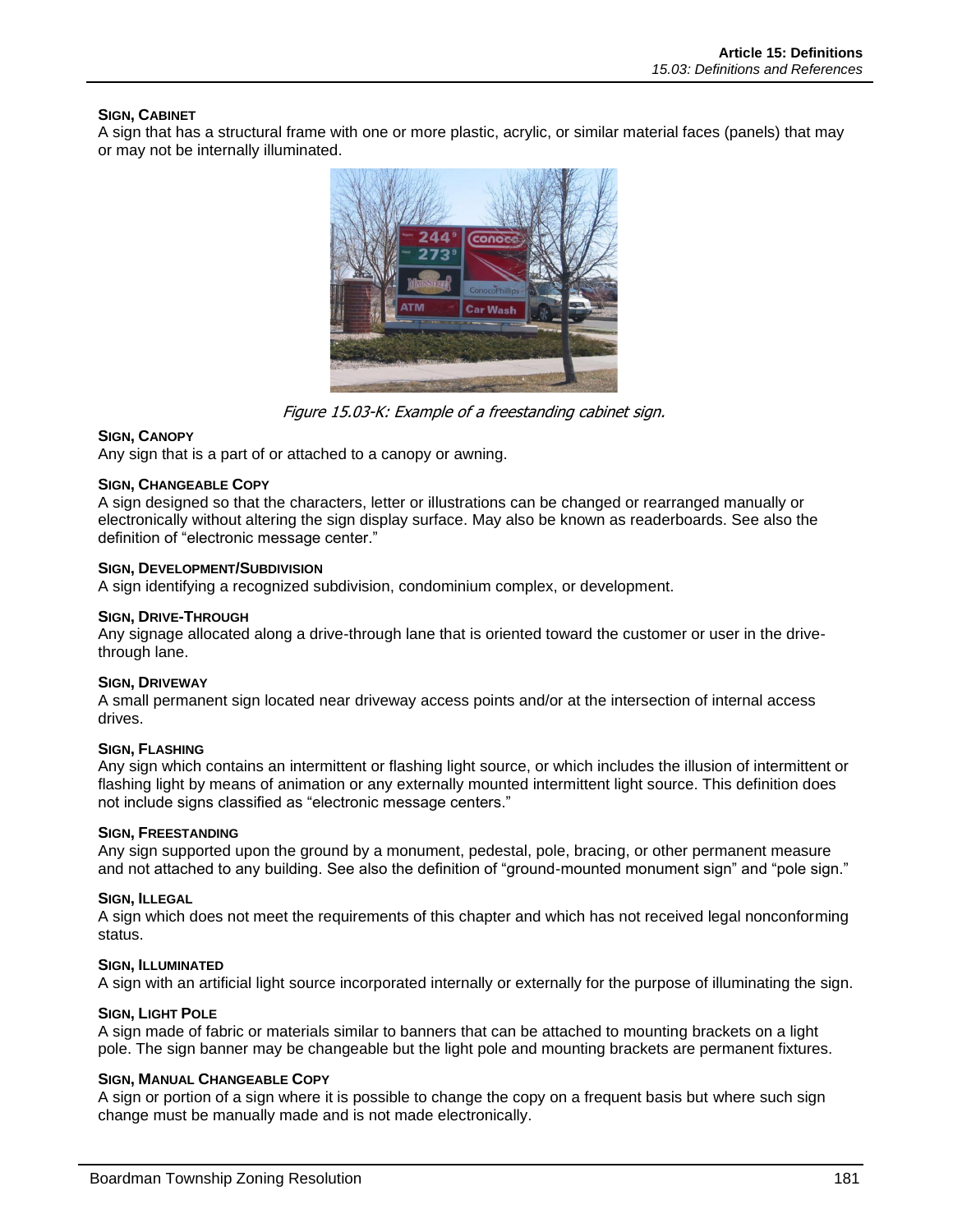**SIGN, CABINET**

A sign that has a structural frame with one or more plastic, acrylic, or similar material faces (panels) that may or may not be internally illuminated.

*Figure 15.03-K: Example of a freestanding cabinet sign.*

**SIGN, CANOPY**

Any sign that is a part of or attached to a canopy or awning.

**SIGN, CHANGEABLE COPY**

A sign designed so that the characters, letter or illustrations can be changed or rearranged manually or electronically without altering the sign display surface. May also be known as readerboards. See also the definition of "electronic message center."

**SIGN, DEVELOPMENT/SUBDIVISION**

A sign identifying a recognized subdivision, condominium complex, or development.

**SIGN, DRIVE-THROUGH**

Any signage allocated along a drive-through lane that is oriented toward the customer or user in the drive-through lane.

**SIGN, DRIVEWAY**

A small permanent sign located near driveway access points and/or at the intersection of internal access drives.

**SIGN, FLASHING**

Any sign which contains an intermittent or flashing light source, or which includes the illusion of intermittent or flashing light by means of animation or any externally mounted intermittent light source. This definition does not include signs classified as "electronic message centers."

**SIGN, FREESTANDING**

Any sign supported upon the ground by a monument, pedestal, pole, bracing, or other permanent measure and not attached to any building. See also the definition of "ground-mounted monument sign" and "pole sign."

**SIGN, ILLEGAL**

A sign which does not meet the requirements of this chapter and which has not received legal nonconforming status.

**SIGN, ILLUMINATED**

A sign with an artificial light source incorporated internally or externally for the purpose of illuminating the sign.

**SIGN, LIGHT POLE**

A sign made of fabric or materials similar to banners that can be attached to mounting brackets on a light pole. The sign banner may be changeable but the light pole and mounting brackets are permanent fixtures.

**SIGN, MANUAL CHANGEABLE COPY**

A sign or portion of a sign where it is possible to change the copy on a frequent basis but where such sign change must be manually made and is not made electronically.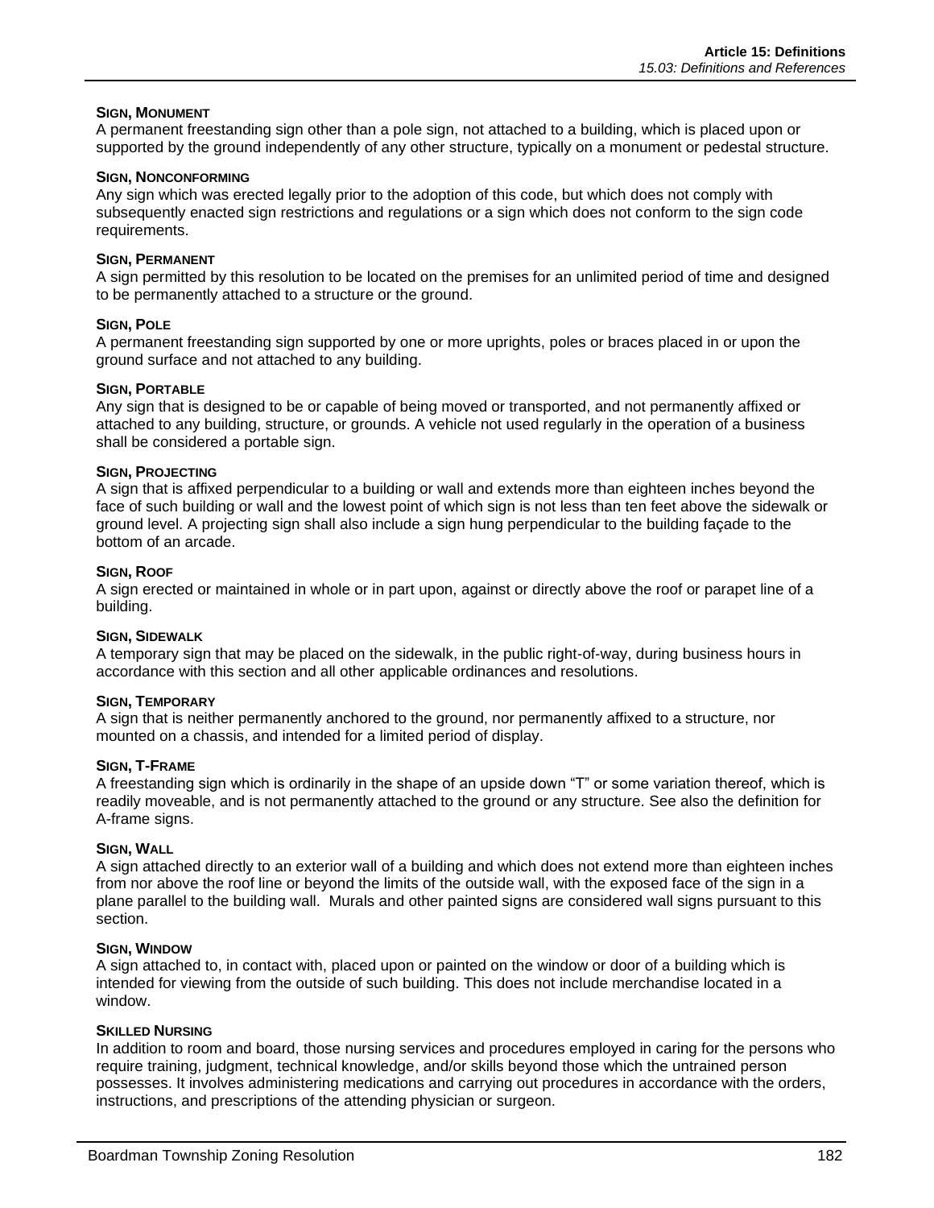**SIGN, MONUMENT**

A permanent freestanding sign other than a pole sign, not attached to a building, which is placed upon or supported by the ground independently of any other structure, typically on a monument or pedestal structure.

**SIGN, NONCONFORMING**

Any sign which was erected legally prior to the adoption of this code, but which does not comply with subsequently enacted sign restrictions and regulations or a sign which does not conform to the sign code requirements.

**SIGN, PERMANENT**

A sign permitted by this resolution to be located on the premises for an unlimited period of time and designed to be permanently attached to a structure or the ground.

**SIGN, POLE**

A permanent freestanding sign supported by one or more uprights, poles or braces placed in or upon the ground surface and not attached to any building.

**SIGN, PORTABLE**

Any sign that is designed to be or capable of being moved or transported, and not permanently affixed or attached to any building, structure, or grounds. A vehicle not used regularly in the operation of a business shall be considered a portable sign.

**SIGN, PROJECTING**

A sign that is affixed perpendicular to a building or wall and extends more than eighteen inches beyond the face of such building or wall and the lowest point of which sign is not less than ten feet above the sidewalk or ground level. A projecting sign shall also include a sign hung perpendicular to the building façade to the bottom of an arcade.

**SIGN, ROOF**

A sign erected or maintained in whole or in part upon, against or directly above the roof or parapet line of a building.

**SIGN, SIDEWALK**

A temporary sign that may be placed on the sidewalk, in the public right-of-way, during business hours in accordance with this section and all other applicable ordinances and resolutions.

**SIGN, TEMPORARY**

A sign that is neither permanently anchored to the ground, nor permanently affixed to a structure, nor mounted on a chassis, and intended for a limited period of display.

**SIGN, T-FRAME**

A freestanding sign which is ordinarily in the shape of an upside down "T" or some variation thereof, which is readily moveable, and is not permanently attached to the ground or any structure. See also the definition for A-frame signs.

**SIGN, WALL**

A sign attached directly to an exterior wall of a building and which does not extend more than eighteen inches from nor above the roof line or beyond the limits of the outside wall, with the exposed face of the sign in a plane parallel to the building wall. Murals and other painted signs are considered wall signs pursuant to this section.

**SIGN, WINDOW**

A sign attached to, in contact with, placed upon or painted on the window or door of a building which is intended for viewing from the outside of such building. This does not include merchandise located in a window.

**SKILLED NURSING**

In addition to room and board, those nursing services and procedures employed in caring for the persons who require training, judgment, technical knowledge, and/or skills beyond those which the untrained person possesses. It involves administering medications and carrying out procedures in accordance with the orders, instructions, and prescriptions of the attending physician or surgeon.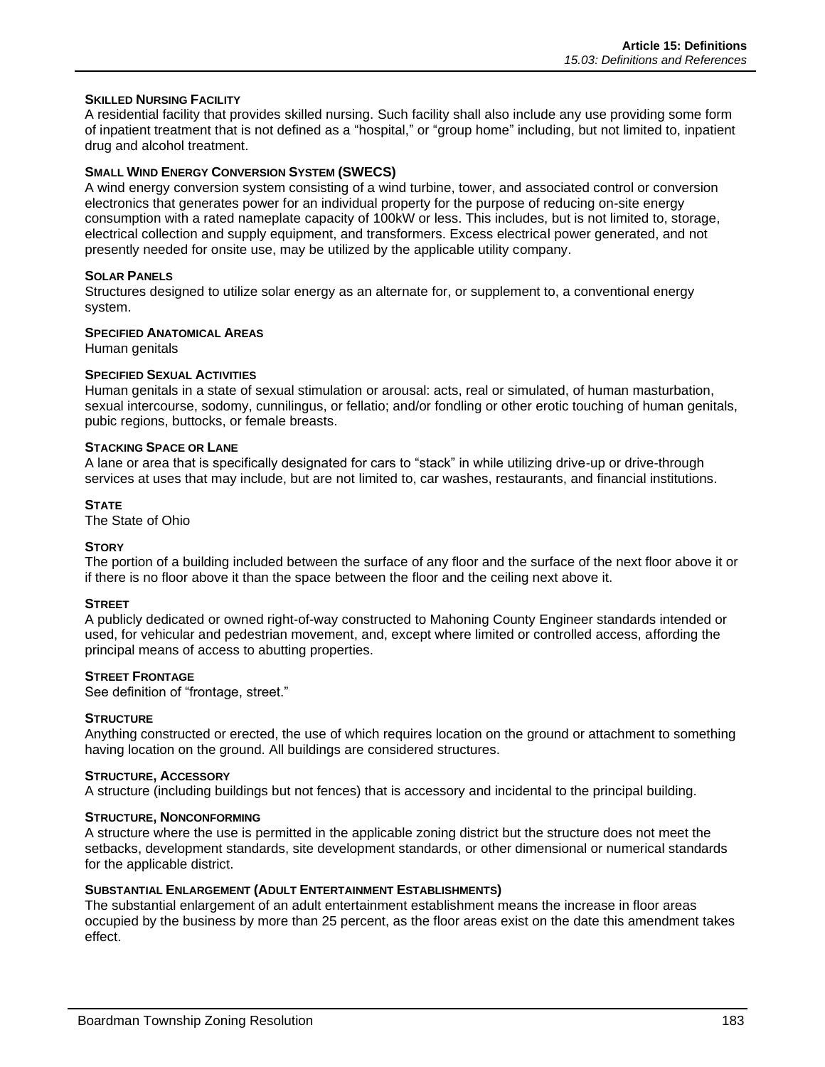#### Skilled Nursing Facility

A residential facility that provides skilled nursing. Such facility shall also include any use providing some form of inpatient treatment that is not defined as a "hospital," or "group home" including, but not limited to, inpatient drug and alcohol treatment.

#### Small Wind Energy Conversion System (SWECS)

A wind energy conversion system consisting of a wind turbine, tower, and associated control or conversion electronics that generates power for an individual property for the purpose of reducing on-site energy consumption with a rated nameplate capacity of 100kW or less. This includes, but is not limited to, storage, electrical collection and supply equipment, and transformers. Excess electrical power generated, and not presently needed for onsite use, may be utilized by the applicable utility company.

#### Solar Panels

Structures designed to utilize solar energy as an alternate for, or supplement to, a conventional energy system.

#### Specified Anatomical Areas

Human genitals

#### Specified Sexual Activities

Human genitals in a state of sexual stimulation or arousal: acts, real or simulated, of human masturbation, sexual intercourse, sodomy, cunnilingus, or fellatio; and/or fondling or other erotic touching of human genitals, pubic regions, buttocks, or female breasts.

#### Stacking Space or Lane

A lane or area that is specifically designated for cars to "stack" in while utilizing drive-up or drive-through services at uses that may include, but are not limited to, car washes, restaurants, and financial institutions.

#### State

The State of Ohio

#### Story

The portion of a building included between the surface of any floor and the surface of the next floor above it or if there is no floor above it than the space between the floor and the ceiling next above it.

#### Street

A publicly dedicated or owned right-of-way constructed to Mahoning County Engineer standards intended or used, for vehicular and pedestrian movement, and, except where limited or controlled access, affording the principal means of access to abutting properties.

#### Street Frontage

See definition of "frontage, street."

#### Structure

Anything constructed or erected, the use of which requires location on the ground or attachment to something having location on the ground. All buildings are considered structures.

#### Structure, Accessory

A structure (including buildings but not fences) that is accessory and incidental to the principal building.

#### Structure, Nonconforming

A structure where the use is permitted in the applicable zoning district but the structure does not meet the setbacks, development standards, site development standards, or other dimensional or numerical standards for the applicable district.

#### Substantial Enlargement (Adult Entertainment Establishments)

The substantial enlargement of an adult entertainment establishment means the increase in floor areas occupied by the business by more than 25 percent, as the floor areas exist on the date this amendment takes effect.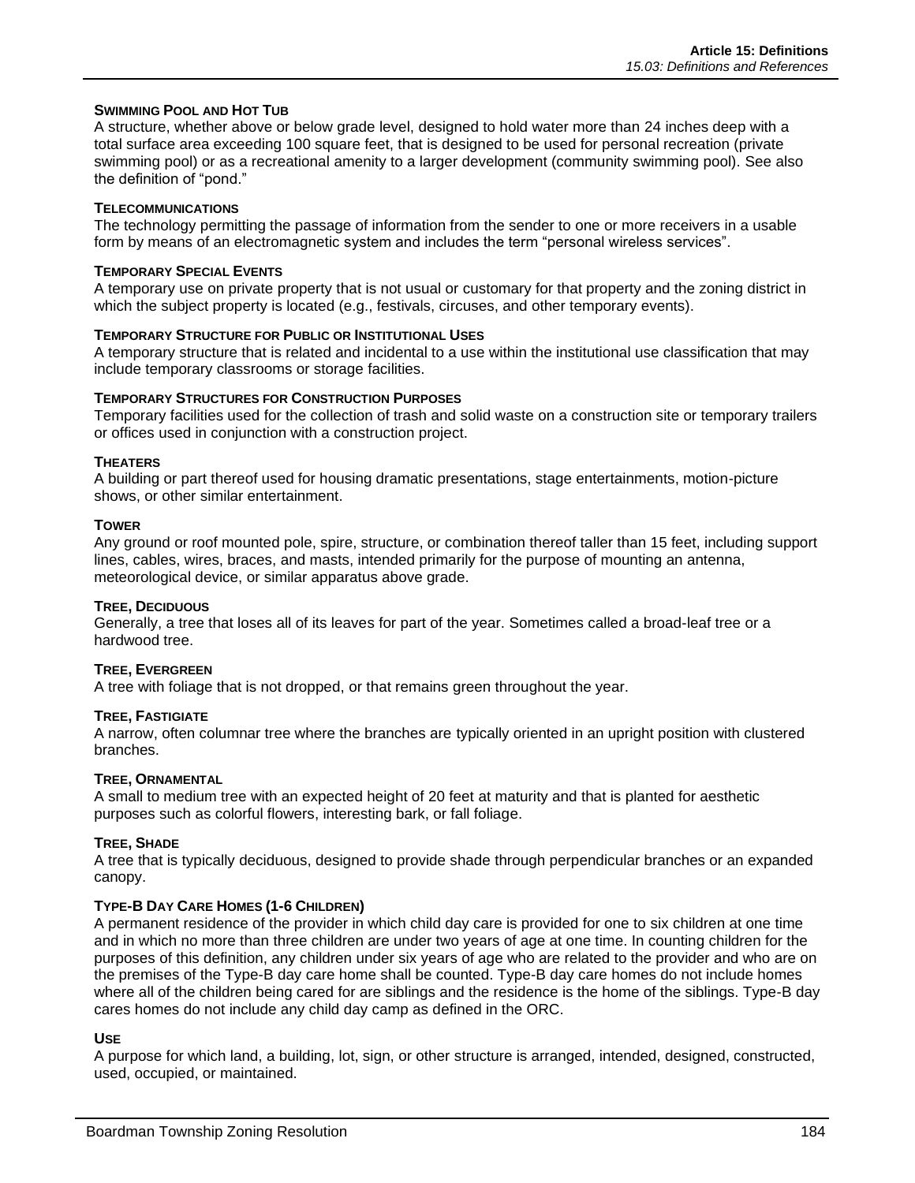#### SWIMMING POOL AND HOT TUB

A structure, whether above or below grade level, designed to hold water more than 24 inches deep with a total surface area exceeding 100 square feet, that is designed to be used for personal recreation (private swimming pool) or as a recreational amenity to a larger development (community swimming pool). See also the definition of "pond."

#### TELECOMMUNICATIONS

The technology permitting the passage of information from the sender to one or more receivers in a usable form by means of an electromagnetic system and includes the term "personal wireless services".

#### TEMPORARY SPECIAL EVENTS

A temporary use on private property that is not usual or customary for that property and the zoning district in which the subject property is located (e.g., festivals, circuses, and other temporary events).

#### TEMPORARY STRUCTURE FOR PUBLIC OR INSTITUTIONAL USES

A temporary structure that is related and incidental to a use within the institutional use classification that may include temporary classrooms or storage facilities.

#### TEMPORARY STRUCTURES FOR CONSTRUCTION PURPOSES

Temporary facilities used for the collection of trash and solid waste on a construction site or temporary trailers or offices used in conjunction with a construction project.

#### THEATERS

A building or part thereof used for housing dramatic presentations, stage entertainments, motion-picture shows, or other similar entertainment.

#### TOWER

Any ground or roof mounted pole, spire, structure, or combination thereof taller than 15 feet, including support lines, cables, wires, braces, and masts, intended primarily for the purpose of mounting an antenna, meteorological device, or similar apparatus above grade.

#### TREE, DECIDUOUS

Generally, a tree that loses all of its leaves for part of the year. Sometimes called a broad-leaf tree or a hardwood tree.

#### TREE, EVERGREEN

A tree with foliage that is not dropped, or that remains green throughout the year.

#### TREE, FASTIGIATE

A narrow, often columnar tree where the branches are typically oriented in an upright position with clustered branches.

#### TREE, ORNAMENTAL

A small to medium tree with an expected height of 20 feet at maturity and that is planted for aesthetic purposes such as colorful flowers, interesting bark, or fall foliage.

#### TREE, SHADE

A tree that is typically deciduous, designed to provide shade through perpendicular branches or an expanded canopy.

#### TYPE-B DAY CARE HOMES (1-6 CHILDREN)

A permanent residence of the provider in which child day care is provided for one to six children at one time and in which no more than three children are under two years of age at one time. In counting children for the purposes of this definition, any children under six years of age who are related to the provider and who are on the premises of the Type-B day care home shall be counted. Type-B day care homes do not include homes where all of the children being cared for are siblings and the residence is the home of the siblings. Type-B day cares homes do not include any child day camp as defined in the ORC.

#### USE

A purpose for which land, a building, lot, sign, or other structure is arranged, intended, designed, constructed, used, occupied, or maintained.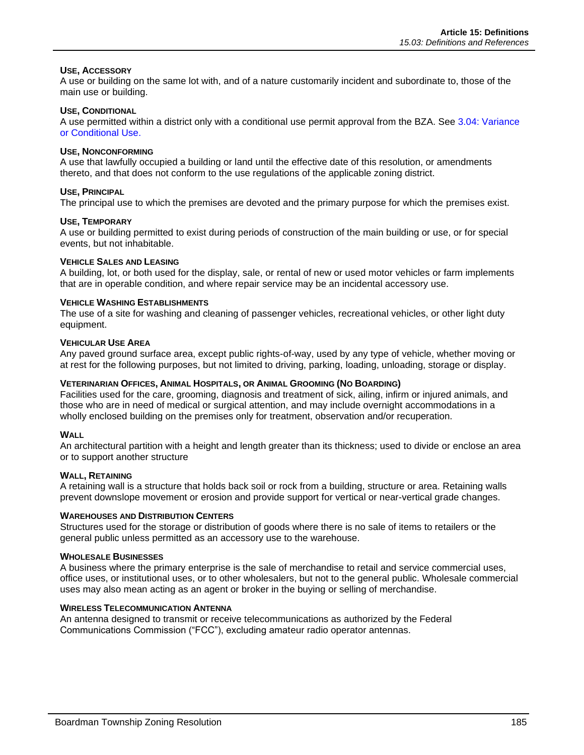#### USE, ACCESSORY

A use or building on the same lot with, and of a nature customarily incident and subordinate to, those of the main use or building.

#### USE, CONDITIONAL

A use permitted within a district only with a conditional use permit approval from the BZA. See 3.04: Variance or Conditional Use.

#### USE, NONCONFORMING

A use that lawfully occupied a building or land until the effective date of this resolution, or amendments thereto, and that does not conform to the use regulations of the applicable zoning district.

#### USE, PRINCIPAL

The principal use to which the premises are devoted and the primary purpose for which the premises exist.

#### USE, TEMPORARY

A use or building permitted to exist during periods of construction of the main building or use, or for special events, but not inhabitable.

#### VEHICLE SALES AND LEASING

A building, lot, or both used for the display, sale, or rental of new or used motor vehicles or farm implements that are in operable condition, and where repair service may be an incidental accessory use.

#### VEHICLE WASHING ESTABLISHMENTS

The use of a site for washing and cleaning of passenger vehicles, recreational vehicles, or other light duty equipment.

#### VEHICULAR USE AREA

Any paved ground surface area, except public rights-of-way, used by any type of vehicle, whether moving or at rest for the following purposes, but not limited to driving, parking, loading, unloading, storage or display.

#### VETERINARIAN OFFICES, ANIMAL HOSPITALS, OR ANIMAL GROOMING (NO BOARDING)

Facilities used for the care, grooming, diagnosis and treatment of sick, ailing, infirm or injured animals, and those who are in need of medical or surgical attention, and may include overnight accommodations in a wholly enclosed building on the premises only for treatment, observation and/or recuperation.

#### WALL

An architectural partition with a height and length greater than its thickness; used to divide or enclose an area or to support another structure

#### WALL, RETAINING

A retaining wall is a structure that holds back soil or rock from a building, structure or area. Retaining walls prevent downslope movement or erosion and provide support for vertical or near-vertical grade changes.

#### WAREHOUSES AND DISTRIBUTION CENTERS

Structures used for the storage or distribution of goods where there is no sale of items to retailers or the general public unless permitted as an accessory use to the warehouse.

#### WHOLESALE BUSINESSES

A business where the primary enterprise is the sale of merchandise to retail and service commercial uses, office uses, or institutional uses, or to other wholesalers, but not to the general public. Wholesale commercial uses may also mean acting as an agent or broker in the buying or selling of merchandise.

#### WIRELESS TELECOMMUNICATION ANTENNA

An antenna designed to transmit or receive telecommunications as authorized by the Federal Communications Commission ("FCC"), excluding amateur radio operator antennas.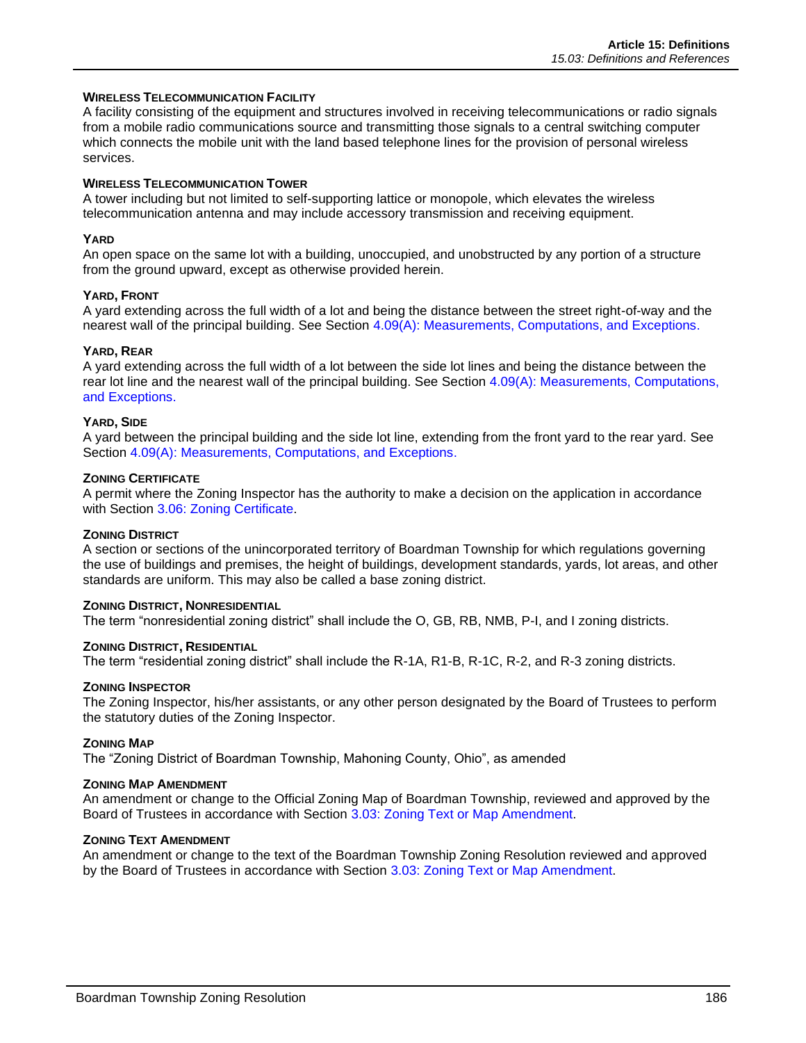#### WIRELESS TELECOMMUNICATION FACILITY

A facility consisting of the equipment and structures involved in receiving telecommunications or radio signals from a mobile radio communications source and transmitting those signals to a central switching computer which connects the mobile unit with the land based telephone lines for the provision of personal wireless services.

#### WIRELESS TELECOMMUNICATION TOWER

A tower including but not limited to self-supporting lattice or monopole, which elevates the wireless telecommunication antenna and may include accessory transmission and receiving equipment.

#### YARD

An open space on the same lot with a building, unoccupied, and unobstructed by any portion of a structure from the ground upward, except as otherwise provided herein.

#### YARD, FRONT

A yard extending across the full width of a lot and being the distance between the street right-of-way and the nearest wall of the principal building. See Section 4.09(A): Measurements, Computations, and Exceptions.

#### YARD, REAR

A yard extending across the full width of a lot between the side lot lines and being the distance between the rear lot line and the nearest wall of the principal building. See Section 4.09(A): Measurements, Computations, and Exceptions.

#### YARD, SIDE

A yard between the principal building and the side lot line, extending from the front yard to the rear yard. See Section 4.09(A): Measurements, Computations, and Exceptions.

#### ZONING CERTIFICATE

A permit where the Zoning Inspector has the authority to make a decision on the application in accordance with Section 3.06: Zoning Certificate.

#### ZONING DISTRICT

A section or sections of the unincorporated territory of Boardman Township for which regulations governing the use of buildings and premises, the height of buildings, development standards, yards, lot areas, and other standards are uniform. This may also be called a base zoning district.

#### ZONING DISTRICT, NONRESIDENTIAL

The term "nonresidential zoning district" shall include the O, GB, RB, NMB, P-I, and I zoning districts.

#### ZONING DISTRICT, RESIDENTIAL

The term "residential zoning district" shall include the R-1A, R1-B, R-1C, R-2, and R-3 zoning districts.

#### ZONING INSPECTOR

The Zoning Inspector, his/her assistants, or any other person designated by the Board of Trustees to perform the statutory duties of the Zoning Inspector.

#### ZONING MAP

The "Zoning District of Boardman Township, Mahoning County, Ohio", as amended

#### ZONING MAP AMENDMENT

An amendment or change to the Official Zoning Map of Boardman Township, reviewed and approved by the Board of Trustees in accordance with Section 3.03: Zoning Text or Map Amendment.

#### ZONING TEXT AMENDMENT

An amendment or change to the text of the Boardman Township Zoning Resolution reviewed and approved by the Board of Trustees in accordance with Section 3.03: Zoning Text or Map Amendment.